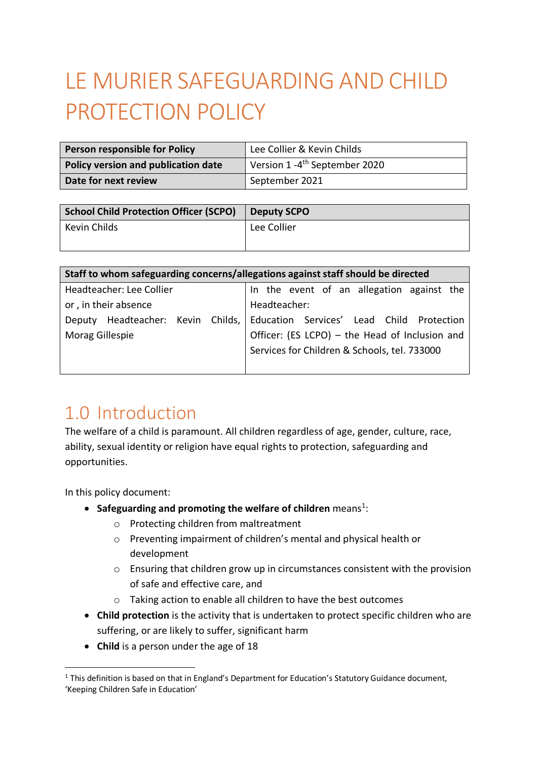# LE MURIER SAFEGUARDING AND CHILD PROTECTION POLICY

| **Person responsible for Policy** | Lee Collier & Kevin Childs |
|---|---|
| **Policy version and publication date** | Version 1 -4th September 2020 |
| **Date for next review** | September 2021 |

| **School Child Protection Officer (SCPO)** | **Deputy SCPO** |
|---|---|
| Kevin Childs | Lee Collier |

| **Staff to whom safeguarding concerns/allegations against staff should be directed** | |
|---|---|
| Headteacher: Lee Collier<br>or , in their absence<br>Deputy Headteacher: Kevin Childs, Morag Gillespie | In the event of an allegation against the Headteacher:<br>Education Services' Lead Child Protection Officer: (ES LCPO) – the Head of Inclusion and Services for Children & Schools, tel. 733000 |

## 1.0 Introduction

The welfare of a child is paramount. All children regardless of age, gender, culture, race, ability, sexual identity or religion have equal rights to protection, safeguarding and opportunities.

In this policy document:

- **Safeguarding and promoting the welfare of children** means[1]:
  - Protecting children from maltreatment
  - Preventing impairment of children's mental and physical health or development
  - Ensuring that children grow up in circumstances consistent with the provision of safe and effective care, and
  - Taking action to enable all children to have the best outcomes
- **Child protection** is the activity that is undertaken to protect specific children who are suffering, or are likely to suffer, significant harm
- **Child** is a person under the age of 18

[1] This definition is based on that in England's Department for Education's Statutory Guidance document, 'Keeping Children Safe in Education'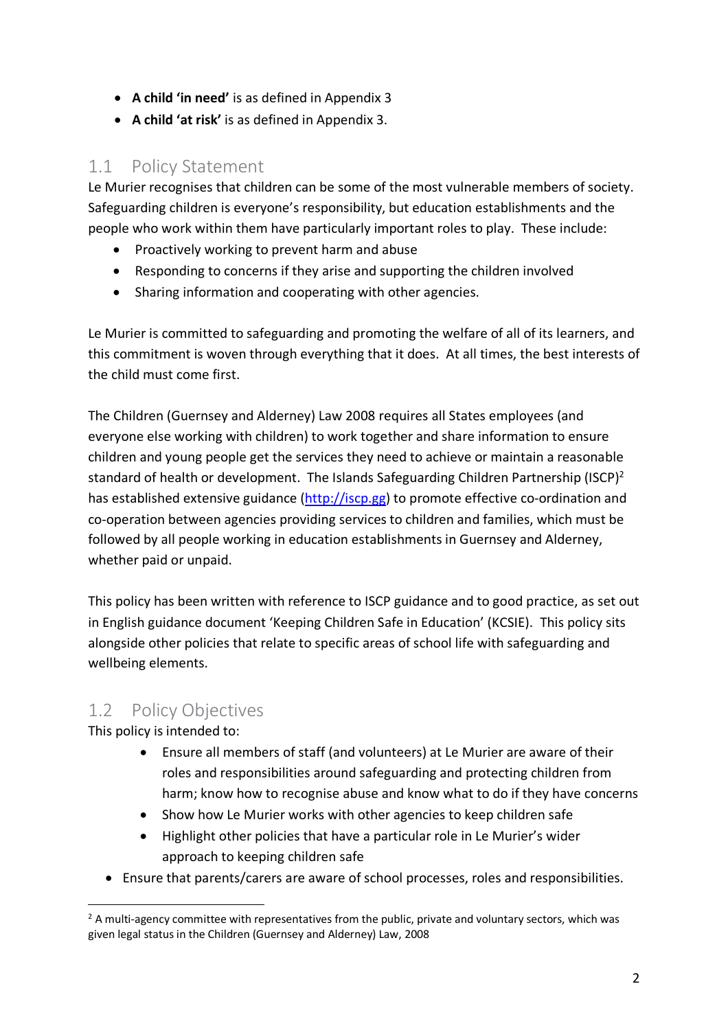- **A child 'in need'** is as defined in Appendix 3
- **A child 'at risk'** is as defined in Appendix 3.

## 1.1 Policy Statement

Le Murier recognises that children can be some of the most vulnerable members of society. Safeguarding children is everyone's responsibility, but education establishments and the people who work within them have particularly important roles to play. These include:

- Proactively working to prevent harm and abuse
- Responding to concerns if they arise and supporting the children involved
- Sharing information and cooperating with other agencies.

Le Murier is committed to safeguarding and promoting the welfare of all of its learners, and this commitment is woven through everything that it does. At all times, the best interests of the child must come first.

The Children (Guernsey and Alderney) Law 2008 requires all States employees (and everyone else working with children) to work together and share information to ensure children and young people get the services they need to achieve or maintain a reasonable standard of health or development. The Islands Safeguarding Children Partnership (ISCP)[2] has established extensive guidance (http://iscp.gg) to promote effective co-ordination and co-operation between agencies providing services to children and families, which must be followed by all people working in education establishments in Guernsey and Alderney, whether paid or unpaid.

This policy has been written with reference to ISCP guidance and to good practice, as set out in English guidance document 'Keeping Children Safe in Education' (KCSIE). This policy sits alongside other policies that relate to specific areas of school life with safeguarding and wellbeing elements.

## 1.2 Policy Objectives

This policy is intended to:

- Ensure all members of staff (and volunteers) at Le Murier are aware of their roles and responsibilities around safeguarding and protecting children from harm; know how to recognise abuse and know what to do if they have concerns
- Show how Le Murier works with other agencies to keep children safe
- Highlight other policies that have a particular role in Le Murier's wider approach to keeping children safe
- Ensure that parents/carers are aware of school processes, roles and responsibilities.

[2] A multi-agency committee with representatives from the public, private and voluntary sectors, which was given legal status in the Children (Guernsey and Alderney) Law, 2008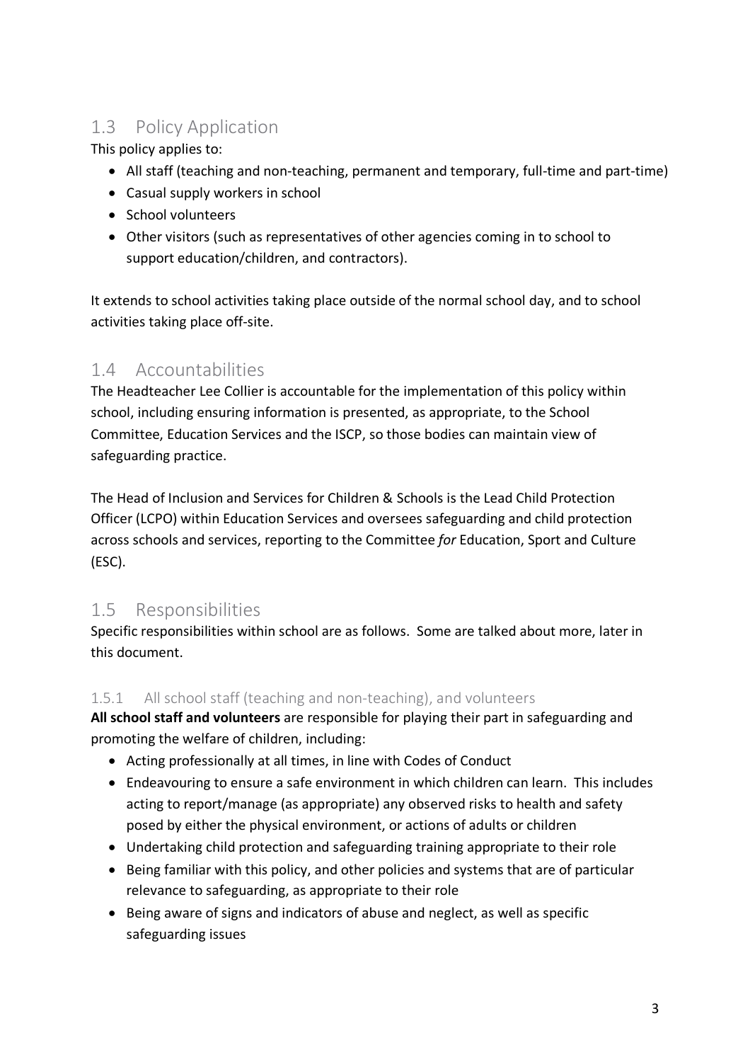## 1.3 Policy Application

This policy applies to:

- All staff (teaching and non-teaching, permanent and temporary, full-time and part-time)
- Casual supply workers in school
- School volunteers
- Other visitors (such as representatives of other agencies coming in to school to support education/children, and contractors).

It extends to school activities taking place outside of the normal school day, and to school activities taking place off-site.

## 1.4 Accountabilities

The Headteacher Lee Collier is accountable for the implementation of this policy within school, including ensuring information is presented, as appropriate, to the School Committee, Education Services and the ISCP, so those bodies can maintain view of safeguarding practice.

The Head of Inclusion and Services for Children & Schools is the Lead Child Protection Officer (LCPO) within Education Services and oversees safeguarding and child protection across schools and services, reporting to the Committee *for* Education, Sport and Culture (ESC).

## 1.5 Responsibilities

Specific responsibilities within school are as follows. Some are talked about more, later in this document.

### 1.5.1 All school staff (teaching and non-teaching), and volunteers

**All school staff and volunteers** are responsible for playing their part in safeguarding and promoting the welfare of children, including:

- Acting professionally at all times, in line with Codes of Conduct
- Endeavouring to ensure a safe environment in which children can learn. This includes acting to report/manage (as appropriate) any observed risks to health and safety posed by either the physical environment, or actions of adults or children
- Undertaking child protection and safeguarding training appropriate to their role
- Being familiar with this policy, and other policies and systems that are of particular relevance to safeguarding, as appropriate to their role
- Being aware of signs and indicators of abuse and neglect, as well as specific safeguarding issues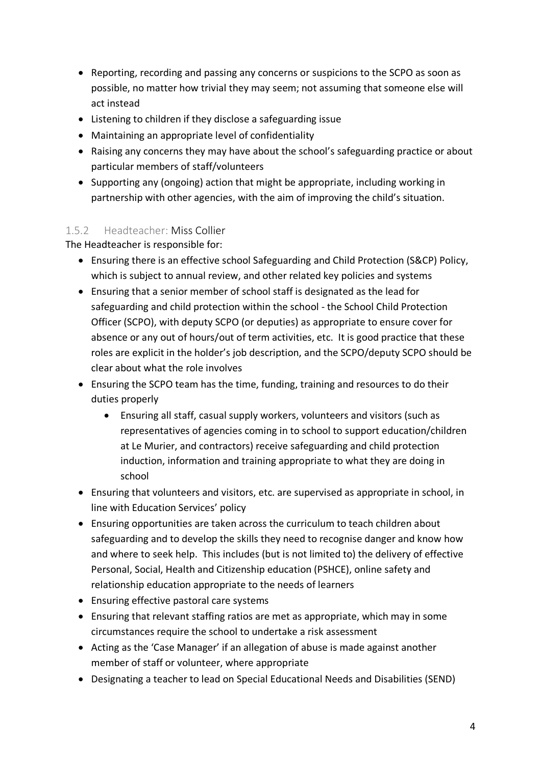- Reporting, recording and passing any concerns or suspicions to the SCPO as soon as possible, no matter how trivial they may seem; not assuming that someone else will act instead
- Listening to children if they disclose a safeguarding issue
- Maintaining an appropriate level of confidentiality
- Raising any concerns they may have about the school's safeguarding practice or about particular members of staff/volunteers
- Supporting any (ongoing) action that might be appropriate, including working in partnership with other agencies, with the aim of improving the child's situation.

### 1.5.2 Headteacher: Miss Collier

The Headteacher is responsible for:

- Ensuring there is an effective school Safeguarding and Child Protection (S&CP) Policy, which is subject to annual review, and other related key policies and systems
- Ensuring that a senior member of school staff is designated as the lead for safeguarding and child protection within the school - the School Child Protection Officer (SCPO), with deputy SCPO (or deputies) as appropriate to ensure cover for absence or any out of hours/out of term activities, etc. It is good practice that these roles are explicit in the holder's job description, and the SCPO/deputy SCPO should be clear about what the role involves
- Ensuring the SCPO team has the time, funding, training and resources to do their duties properly
    - Ensuring all staff, casual supply workers, volunteers and visitors (such as representatives of agencies coming in to school to support education/children at Le Murier, and contractors) receive safeguarding and child protection induction, information and training appropriate to what they are doing in school
- Ensuring that volunteers and visitors, etc. are supervised as appropriate in school, in line with Education Services' policy
- Ensuring opportunities are taken across the curriculum to teach children about safeguarding and to develop the skills they need to recognise danger and know how and where to seek help. This includes (but is not limited to) the delivery of effective Personal, Social, Health and Citizenship education (PSHCE), online safety and relationship education appropriate to the needs of learners
- Ensuring effective pastoral care systems
- Ensuring that relevant staffing ratios are met as appropriate, which may in some circumstances require the school to undertake a risk assessment
- Acting as the 'Case Manager' if an allegation of abuse is made against another member of staff or volunteer, where appropriate
- Designating a teacher to lead on Special Educational Needs and Disabilities (SEND)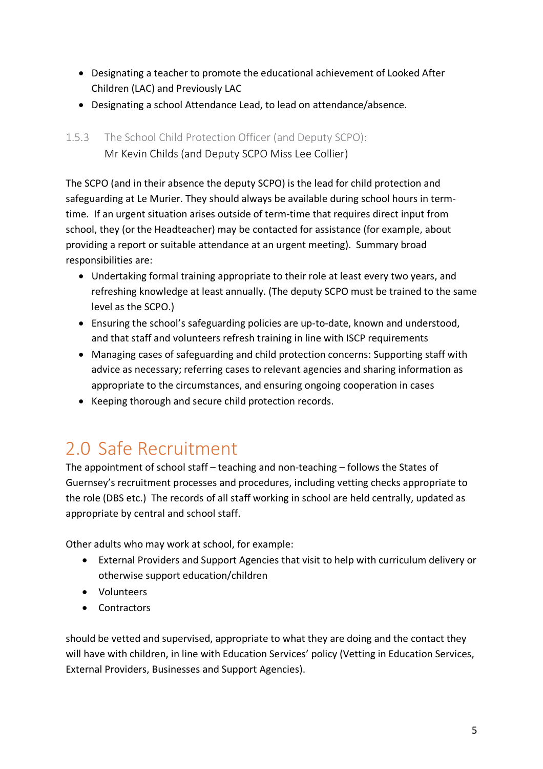- Designating a teacher to promote the educational achievement of Looked After Children (LAC) and Previously LAC
- Designating a school Attendance Lead, to lead on attendance/absence.

### 1.5.3 The School Child Protection Officer (and Deputy SCPO):

Mr Kevin Childs (and Deputy SCPO Miss Lee Collier)

The SCPO (and in their absence the deputy SCPO) is the lead for child protection and safeguarding at Le Murier. They should always be available during school hours in term-time. If an urgent situation arises outside of term-time that requires direct input from school, they (or the Headteacher) may be contacted for assistance (for example, about providing a report or suitable attendance at an urgent meeting). Summary broad responsibilities are:

- Undertaking formal training appropriate to their role at least every two years, and refreshing knowledge at least annually. (The deputy SCPO must be trained to the same level as the SCPO.)
- Ensuring the school's safeguarding policies are up-to-date, known and understood, and that staff and volunteers refresh training in line with ISCP requirements
- Managing cases of safeguarding and child protection concerns: Supporting staff with advice as necessary; referring cases to relevant agencies and sharing information as appropriate to the circumstances, and ensuring ongoing cooperation in cases
- Keeping thorough and secure child protection records.

# 2.0 Safe Recruitment

The appointment of school staff – teaching and non-teaching – follows the States of Guernsey's recruitment processes and procedures, including vetting checks appropriate to the role (DBS etc.) The records of all staff working in school are held centrally, updated as appropriate by central and school staff.

Other adults who may work at school, for example:

- External Providers and Support Agencies that visit to help with curriculum delivery or otherwise support education/children
- Volunteers
- Contractors

should be vetted and supervised, appropriate to what they are doing and the contact they will have with children, in line with Education Services' policy (Vetting in Education Services, External Providers, Businesses and Support Agencies).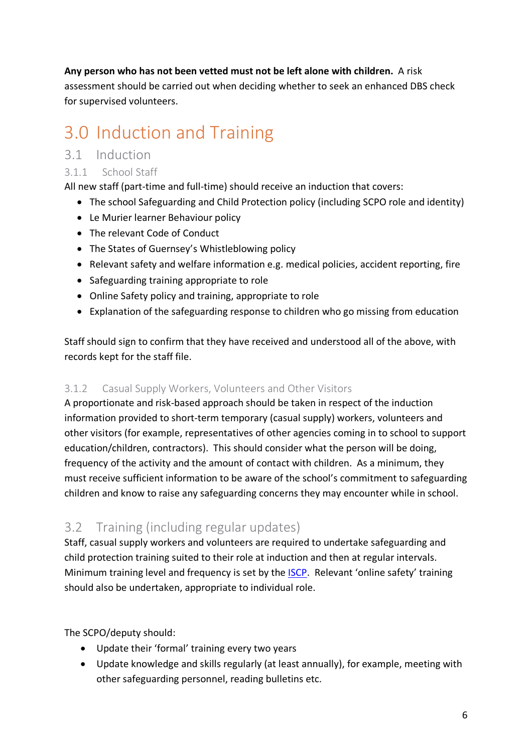**Any person who has not been vetted must not be left alone with children.** A risk assessment should be carried out when deciding whether to seek an enhanced DBS check for supervised volunteers.

# 3.0 Induction and Training

## 3.1 Induction

### 3.1.1 School Staff

All new staff (part-time and full-time) should receive an induction that covers:

- The school Safeguarding and Child Protection policy (including SCPO role and identity)
- Le Murier learner Behaviour policy
- The relevant Code of Conduct
- The States of Guernsey's Whistleblowing policy
- Relevant safety and welfare information e.g. medical policies, accident reporting, fire
- Safeguarding training appropriate to role
- Online Safety policy and training, appropriate to role
- Explanation of the safeguarding response to children who go missing from education

Staff should sign to confirm that they have received and understood all of the above, with records kept for the staff file.

### 3.1.2 Casual Supply Workers, Volunteers and Other Visitors

A proportionate and risk-based approach should be taken in respect of the induction information provided to short-term temporary (casual supply) workers, volunteers and other visitors (for example, representatives of other agencies coming in to school to support education/children, contractors). This should consider what the person will be doing, frequency of the activity and the amount of contact with children. As a minimum, they must receive sufficient information to be aware of the school's commitment to safeguarding children and know to raise any safeguarding concerns they may encounter while in school.

## 3.2 Training (including regular updates)

Staff, casual supply workers and volunteers are required to undertake safeguarding and child protection training suited to their role at induction and then at regular intervals. Minimum training level and frequency is set by the ISCP. Relevant 'online safety' training should also be undertaken, appropriate to individual role.

The SCPO/deputy should:

- Update their 'formal' training every two years
- Update knowledge and skills regularly (at least annually), for example, meeting with other safeguarding personnel, reading bulletins etc.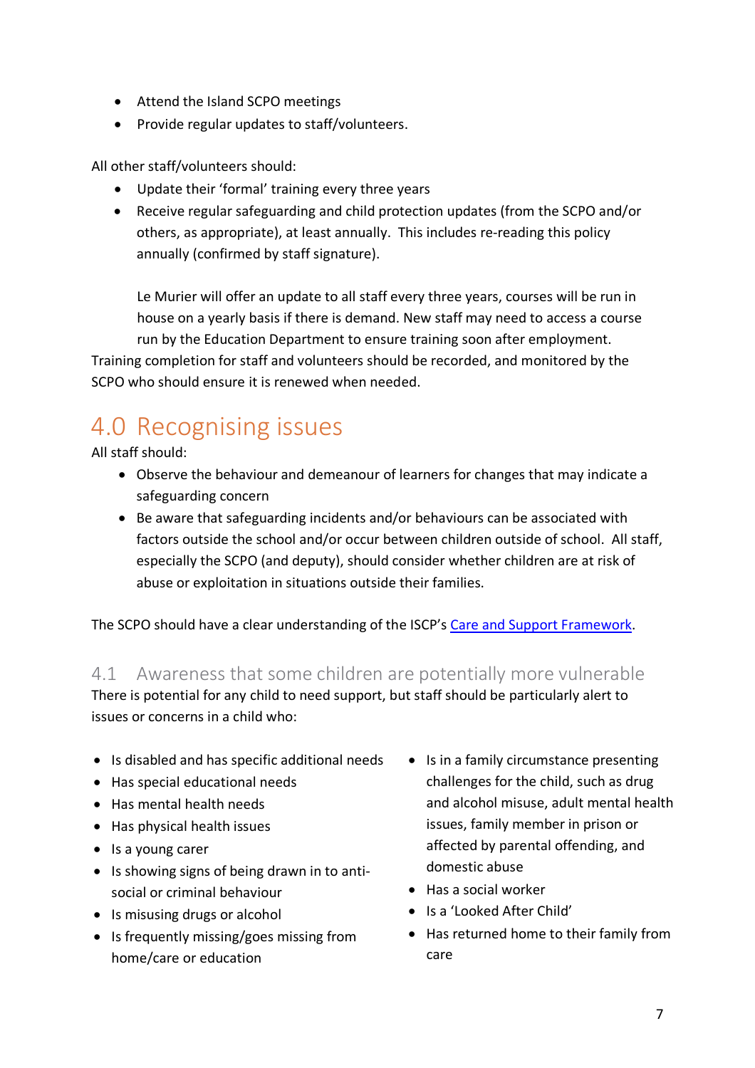- Attend the Island SCPO meetings
- Provide regular updates to staff/volunteers.

All other staff/volunteers should:

- Update their 'formal' training every three years
- Receive regular safeguarding and child protection updates (from the SCPO and/or others, as appropriate), at least annually. This includes re-reading this policy annually (confirmed by staff signature).

  Le Murier will offer an update to all staff every three years, courses will be run in house on a yearly basis if there is demand. New staff may need to access a course run by the Education Department to ensure training soon after employment.

Training completion for staff and volunteers should be recorded, and monitored by the SCPO who should ensure it is renewed when needed.

# 4.0 Recognising issues

All staff should:

- Observe the behaviour and demeanour of learners for changes that may indicate a safeguarding concern
- Be aware that safeguarding incidents and/or behaviours can be associated with factors outside the school and/or occur between children outside of school. All staff, especially the SCPO (and deputy), should consider whether children are at risk of abuse or exploitation in situations outside their families.

The SCPO should have a clear understanding of the ISCP's [Care and Support Framework](Care and Support Framework).

## 4.1 Awareness that some children are potentially more vulnerable

There is potential for any child to need support, but staff should be particularly alert to issues or concerns in a child who:

- Is disabled and has specific additional needs
- Has special educational needs
- Has mental health needs
- Has physical health issues
- Is a young carer
- Is showing signs of being drawn in to anti-social or criminal behaviour
- Is misusing drugs or alcohol
- Is frequently missing/goes missing from home/care or education
- Is in a family circumstance presenting challenges for the child, such as drug and alcohol misuse, adult mental health issues, family member in prison or affected by parental offending, and domestic abuse
- Has a social worker
- Is a 'Looked After Child'
- Has returned home to their family from care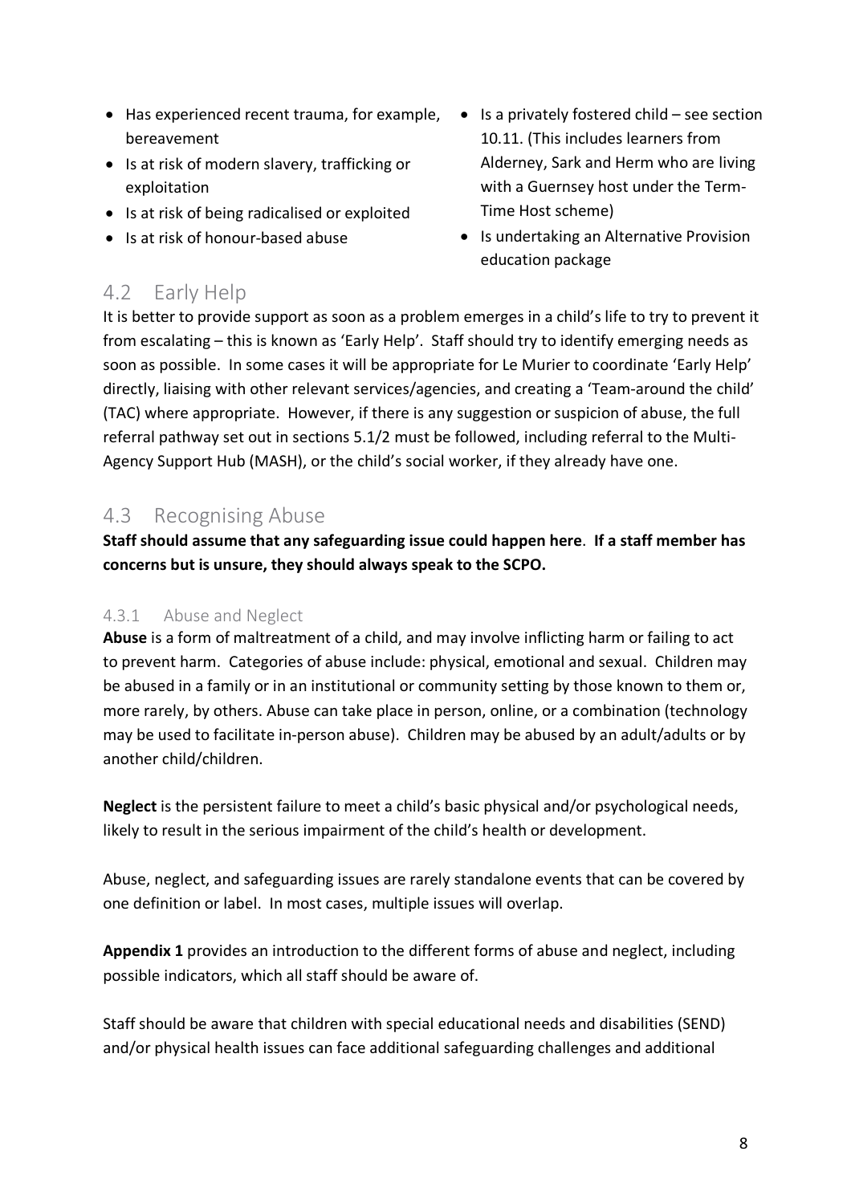- Has experienced recent trauma, for example, bereavement
- Is at risk of modern slavery, trafficking or exploitation
- Is at risk of being radicalised or exploited
- Is at risk of honour-based abuse
- Is a privately fostered child – see section 10.11. (This includes learners from Alderney, Sark and Herm who are living with a Guernsey host under the Term-Time Host scheme)
- Is undertaking an Alternative Provision education package

## 4.2 Early Help

It is better to provide support as soon as a problem emerges in a child's life to try to prevent it from escalating – this is known as 'Early Help'. Staff should try to identify emerging needs as soon as possible. In some cases it will be appropriate for Le Murier to coordinate 'Early Help' directly, liaising with other relevant services/agencies, and creating a 'Team-around the child' (TAC) where appropriate. However, if there is any suggestion or suspicion of abuse, the full referral pathway set out in sections 5.1/2 must be followed, including referral to the Multi-Agency Support Hub (MASH), or the child's social worker, if they already have one.

## 4.3 Recognising Abuse

**Staff should assume that any safeguarding issue could happen here**. **If a staff member has concerns but is unsure, they should always speak to the SCPO.**

### 4.3.1 Abuse and Neglect

**Abuse** is a form of maltreatment of a child, and may involve inflicting harm or failing to act to prevent harm. Categories of abuse include: physical, emotional and sexual. Children may be abused in a family or in an institutional or community setting by those known to them or, more rarely, by others. Abuse can take place in person, online, or a combination (technology may be used to facilitate in-person abuse). Children may be abused by an adult/adults or by another child/children.

**Neglect** is the persistent failure to meet a child's basic physical and/or psychological needs, likely to result in the serious impairment of the child's health or development.

Abuse, neglect, and safeguarding issues are rarely standalone events that can be covered by one definition or label. In most cases, multiple issues will overlap.

**Appendix 1** provides an introduction to the different forms of abuse and neglect, including possible indicators, which all staff should be aware of.

Staff should be aware that children with special educational needs and disabilities (SEND) and/or physical health issues can face additional safeguarding challenges and additional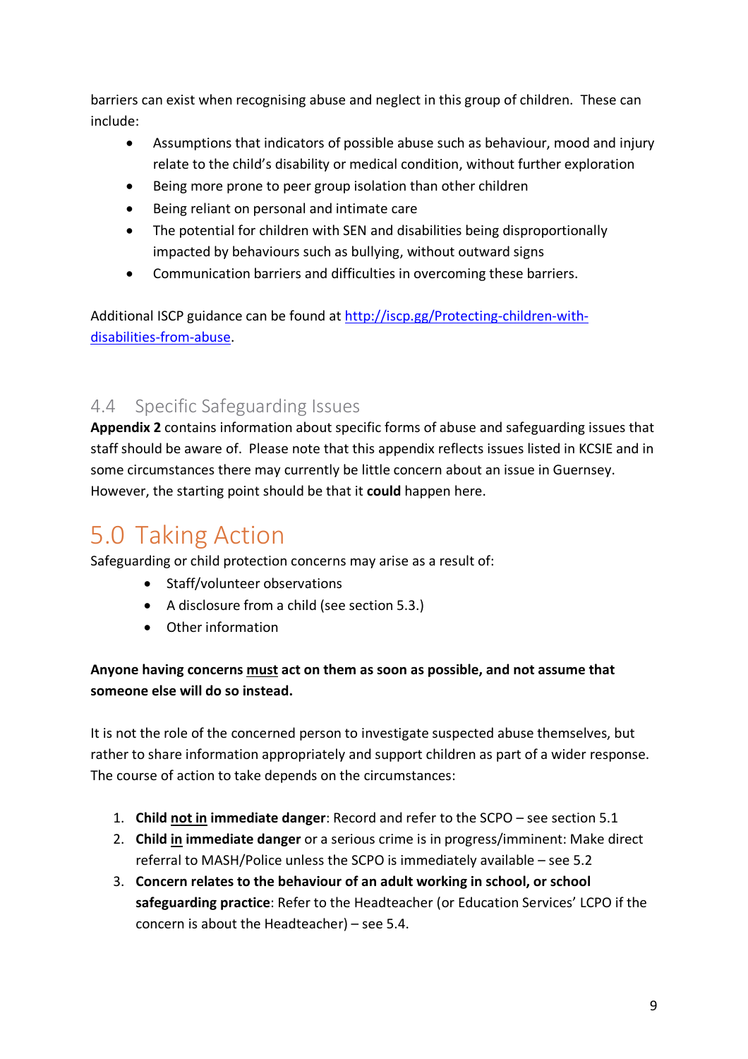barriers can exist when recognising abuse and neglect in this group of children. These can include:

- Assumptions that indicators of possible abuse such as behaviour, mood and injury relate to the child's disability or medical condition, without further exploration
- Being more prone to peer group isolation than other children
- Being reliant on personal and intimate care
- The potential for children with SEN and disabilities being disproportionally impacted by behaviours such as bullying, without outward signs
- Communication barriers and difficulties in overcoming these barriers.

Additional ISCP guidance can be found at [http://iscp.gg/Protecting-children-with-disabilities-from-abuse](http://iscp.gg/Protecting-children-with-disabilities-from-abuse).

## 4.4 Specific Safeguarding Issues

**Appendix 2** contains information about specific forms of abuse and safeguarding issues that staff should be aware of. Please note that this appendix reflects issues listed in KCSIE and in some circumstances there may currently be little concern about an issue in Guernsey. However, the starting point should be that it **could** happen here.

# 5.0 Taking Action

Safeguarding or child protection concerns may arise as a result of:

- Staff/volunteer observations
- A disclosure from a child (see section 5.3.)
- Other information

**Anyone having concerns <u>must</u> act on them as soon as possible, and not assume that someone else will do so instead.**

It is not the role of the concerned person to investigate suspected abuse themselves, but rather to share information appropriately and support children as part of a wider response. The course of action to take depends on the circumstances:

1. **Child <u>not in</u> immediate danger**: Record and refer to the SCPO – see section 5.1
2. **Child <u>in</u> immediate danger** or a serious crime is in progress/imminent: Make direct referral to MASH/Police unless the SCPO is immediately available – see 5.2
3. **Concern relates to the behaviour of an adult working in school, or school safeguarding practice**: Refer to the Headteacher (or Education Services' LCPO if the concern is about the Headteacher) – see 5.4.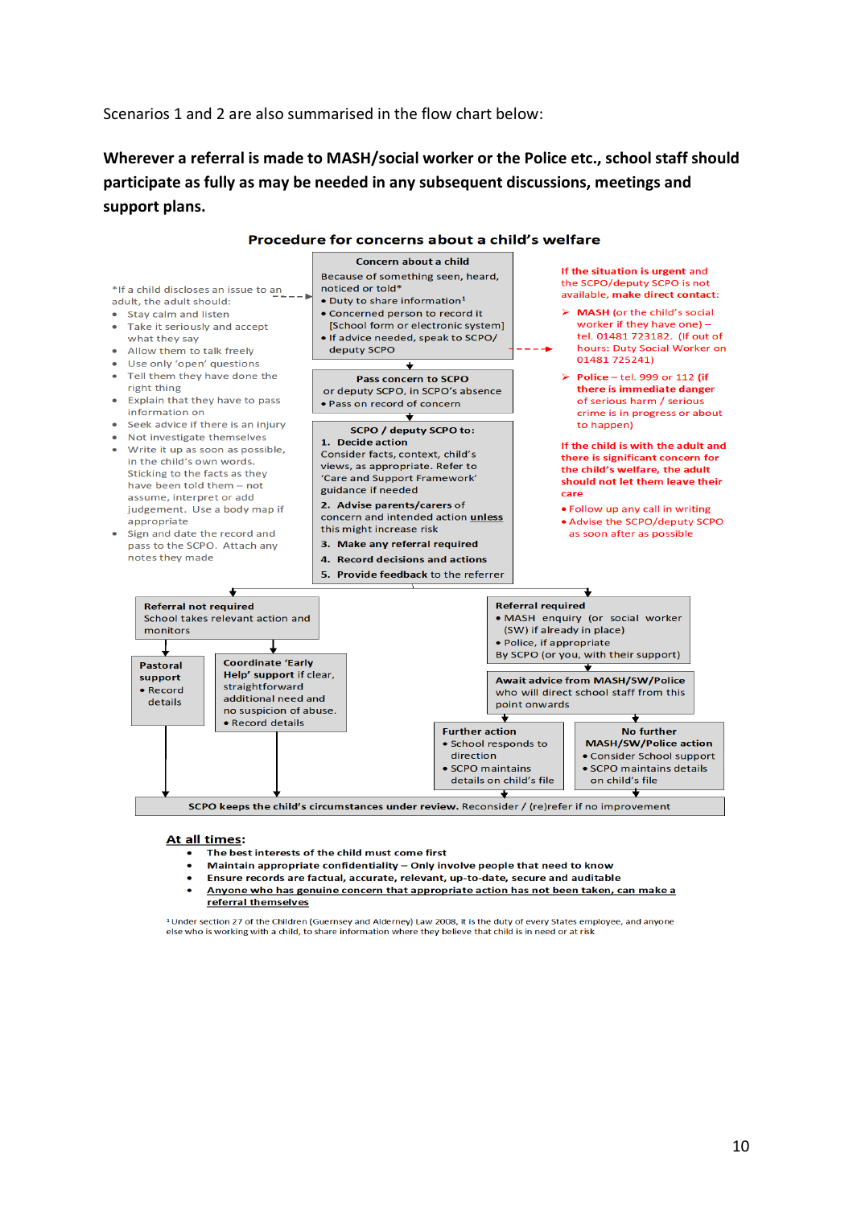Scenarios 1 and 2 are also summarised in the flow chart below:

**Wherever a referral is made to MASH/social worker or the Police etc., school staff should participate as fully as may be needed in any subsequent discussions, meetings and support plans.**

### Procedure for concerns about a child's welfare

**Concern about a child**

Because of something seen, heard, noticed or told*

- Duty to share information[1]
- Concerned person to record it [School form or electronic system]
- If advice needed, speak to SCPO/ deputy SCPO

*If a child discloses an issue to an adult, the adult should:

- Stay calm and listen
- Take it seriously and accept what they say
- Allow them to talk freely
- Use only 'open' questions
- Tell them they have done the right thing
- Explain that they have to pass information on
- Seek advice if there is an injury
- Not investigate themselves
- Write it up as soon as possible, in the child's own words. Sticking to the facts as they have been told them – not assume, interpret or add judgement. Use a body map if appropriate
- Sign and date the record and pass to the SCPO. Attach any notes they made

**If the situation is urgent and the SCPO/deputy SCPO is not available, make direct contact:**

- **MASH** (or the child's social worker if they have one) – tel. 01481 723182. (If out of hours: Duty Social Worker on 01481 725241)
- **Police** – tel. 999 or 112 **(if there is immediate danger** of serious harm / serious crime is in progress or about to happen)

**If the child is with the adult and there is significant concern for the child's welfare, the adult should not let them leave their care**

- Follow up any call in writing
- Advise the SCPO/deputy SCPO as soon after as possible

**Pass concern to SCPO**

or deputy SCPO, in SCPO's absence

- Pass on record of concern

**SCPO / deputy SCPO to:**

1. **Decide action**
   Consider facts, context, child's views, as appropriate. Refer to 'Care and Support Framework' guidance if needed
2. **Advise parents/carers** of concern and intended action unless this might increase risk
3. **Make any referral required**
4. **Record decisions and actions**
5. **Provide feedback** to the referrer

**Referral not required**

School takes relevant action and monitors

- **Pastoral support**
  - Record details
- **Coordinate 'Early Help' support** if clear, straightforward additional need and no suspicion of abuse.
  - Record details

**Referral required**

- MASH enquiry (or social worker (SW) if already in place)
- Police, if appropriate

By SCPO (or you, with their support)

**Await advice from MASH/SW/Police** who will direct school staff from this point onwards

- **Further action**
  - School responds to direction
  - SCPO maintains details on child's file
- **No further MASH/SW/Police action**
  - Consider School support
  - SCPO maintains details on child's file

**SCPO keeps the child's circumstances under review.** Reconsider / (re)refer if no improvement

**At all times:**

- **The best interests of the child must come first**
- **Maintain appropriate confidentiality – Only involve people that need to know**
- **Ensure records are factual, accurate, relevant, up-to-date, secure and auditable**
- **Anyone who has genuine concern that appropriate action has not been taken, can make a referral themselves**

[1] Under section 27 of the Children (Guernsey and Alderney) Law 2008, it is the duty of every States employee, and anyone else who is working with a child, to share information where they believe that child is in need or at risk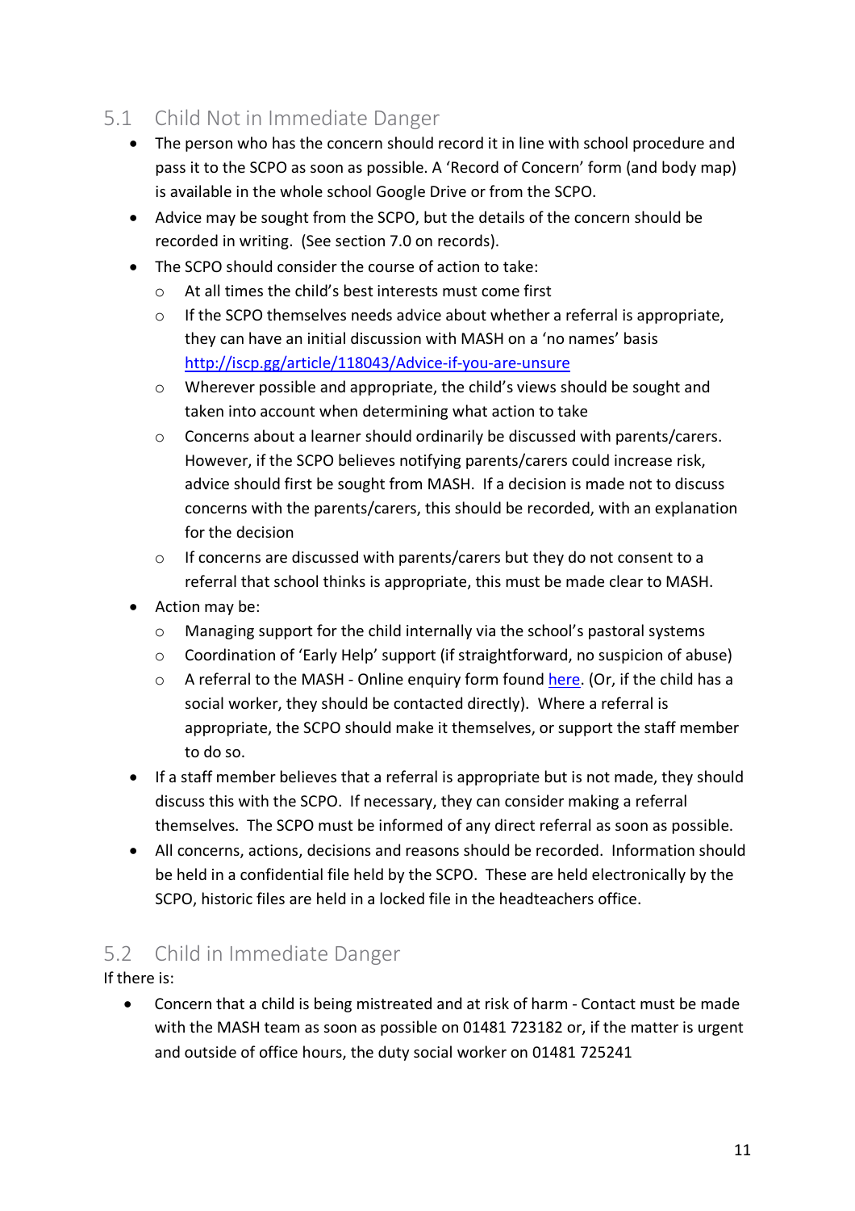## 5.1 Child Not in Immediate Danger

- The person who has the concern should record it in line with school procedure and pass it to the SCPO as soon as possible. A 'Record of Concern' form (and body map) is available in the whole school Google Drive or from the SCPO.
- Advice may be sought from the SCPO, but the details of the concern should be recorded in writing. (See section 7.0 on records).
- The SCPO should consider the course of action to take:
    - At all times the child's best interests must come first
    - If the SCPO themselves needs advice about whether a referral is appropriate, they can have an initial discussion with MASH on a 'no names' basis [http://iscp.gg/article/118043/Advice-if-you-are-unsure](http://iscp.gg/article/118043/Advice-if-you-are-unsure)
    - Wherever possible and appropriate, the child's views should be sought and taken into account when determining what action to take
    - Concerns about a learner should ordinarily be discussed with parents/carers. However, if the SCPO believes notifying parents/carers could increase risk, advice should first be sought from MASH. If a decision is made not to discuss concerns with the parents/carers, this should be recorded, with an explanation for the decision
    - If concerns are discussed with parents/carers but they do not consent to a referral that school thinks is appropriate, this must be made clear to MASH.
- Action may be:
    - Managing support for the child internally via the school's pastoral systems
    - Coordination of 'Early Help' support (if straightforward, no suspicion of abuse)
    - A referral to the MASH - Online enquiry form found here. (Or, if the child has a social worker, they should be contacted directly). Where a referral is appropriate, the SCPO should make it themselves, or support the staff member to do so.
- If a staff member believes that a referral is appropriate but is not made, they should discuss this with the SCPO. If necessary, they can consider making a referral themselves. The SCPO must be informed of any direct referral as soon as possible.
- All concerns, actions, decisions and reasons should be recorded. Information should be held in a confidential file held by the SCPO. These are held electronically by the SCPO, historic files are held in a locked file in the headteachers office.

## 5.2 Child in Immediate Danger

If there is:

- Concern that a child is being mistreated and at risk of harm - Contact must be made with the MASH team as soon as possible on 01481 723182 or, if the matter is urgent and outside of office hours, the duty social worker on 01481 725241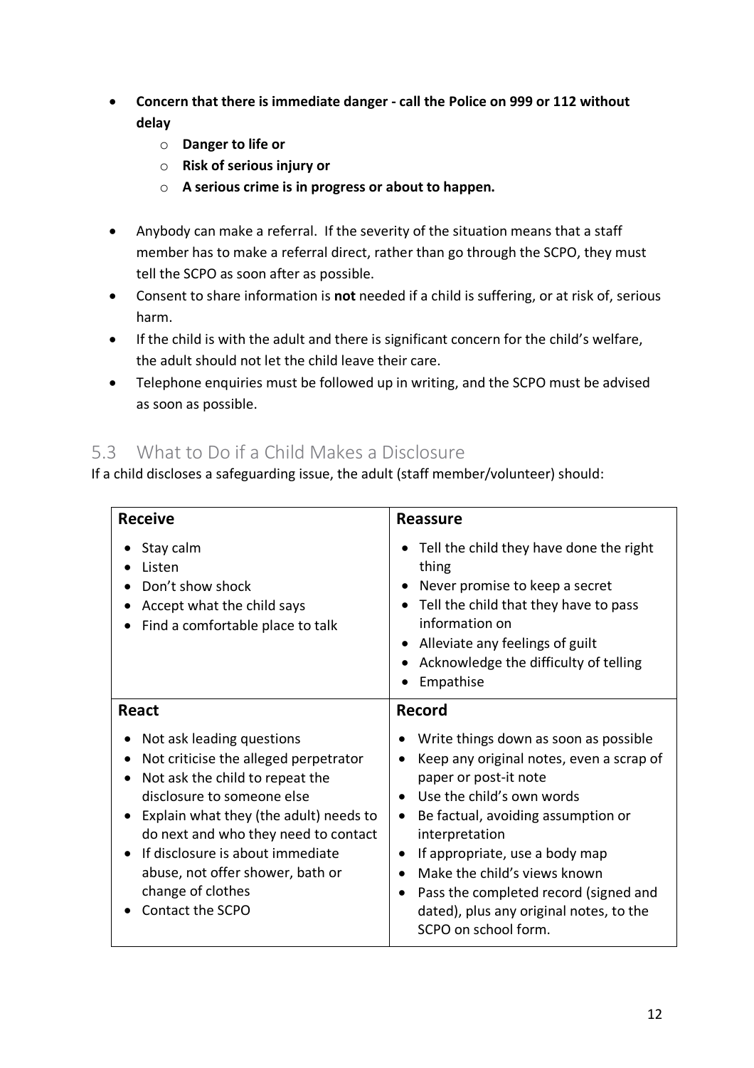- **Concern that there is immediate danger - call the Police on 999 or 112 without delay**
  - **Danger to life or**
  - **Risk of serious injury or**
  - **A serious crime is in progress or about to happen.**

- Anybody can make a referral. If the severity of the situation means that a staff member has to make a referral direct, rather than go through the SCPO, they must tell the SCPO as soon after as possible.
- Consent to share information is **not** needed if a child is suffering, or at risk of, serious harm.
- If the child is with the adult and there is significant concern for the child's welfare, the adult should not let the child leave their care.
- Telephone enquiries must be followed up in writing, and the SCPO must be advised as soon as possible.

## 5.3 What to Do if a Child Makes a Disclosure

If a child discloses a safeguarding issue, the adult (staff member/volunteer) should:

| **Receive** | **Reassure** |
| --- | --- |
| • Stay calm<br>• Listen<br>• Don't show shock<br>• Accept what the child says<br>• Find a comfortable place to talk | • Tell the child they have done the right thing<br>• Never promise to keep a secret<br>• Tell the child that they have to pass information on<br>• Alleviate any feelings of guilt<br>• Acknowledge the difficulty of telling<br>• Empathise |
| **React** | **Record** |
| • Not ask leading questions<br>• Not criticise the alleged perpetrator<br>• Not ask the child to repeat the disclosure to someone else<br>• Explain what they (the adult) needs to do next and who they need to contact<br>• If disclosure is about immediate abuse, not offer shower, bath or change of clothes<br>• Contact the SCPO | • Write things down as soon as possible<br>• Keep any original notes, even a scrap of paper or post-it note<br>• Use the child's own words<br>• Be factual, avoiding assumption or interpretation<br>• If appropriate, use a body map<br>• Make the child's views known<br>• Pass the completed record (signed and dated), plus any original notes, to the SCPO on school form. |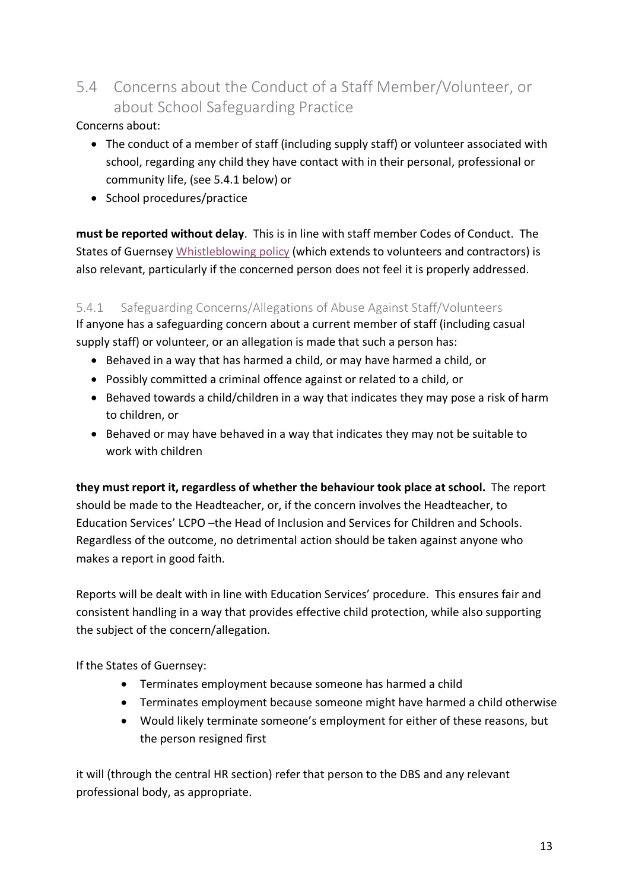## 5.4 Concerns about the Conduct of a Staff Member/Volunteer, or about School Safeguarding Practice

Concerns about:

- The conduct of a member of staff (including supply staff) or volunteer associated with school, regarding any child they have contact with in their personal, professional or community life, (see 5.4.1 below) or
- School procedures/practice

**must be reported without delay**. This is in line with staff member Codes of Conduct. The States of Guernsey Whistleblowing policy (which extends to volunteers and contractors) is also relevant, particularly if the concerned person does not feel it is properly addressed.

### 5.4.1 Safeguarding Concerns/Allegations of Abuse Against Staff/Volunteers

If anyone has a safeguarding concern about a current member of staff (including casual supply staff) or volunteer, or an allegation is made that such a person has:

- Behaved in a way that has harmed a child, or may have harmed a child, or
- Possibly committed a criminal offence against or related to a child, or
- Behaved towards a child/children in a way that indicates they may pose a risk of harm to children, or
- Behaved or may have behaved in a way that indicates they may not be suitable to work with children

**they must report it, regardless of whether the behaviour took place at school.** The report should be made to the Headteacher, or, if the concern involves the Headteacher, to Education Services' LCPO –the Head of Inclusion and Services for Children and Schools. Regardless of the outcome, no detrimental action should be taken against anyone who makes a report in good faith.

Reports will be dealt with in line with Education Services' procedure. This ensures fair and consistent handling in a way that provides effective child protection, while also supporting the subject of the concern/allegation.

If the States of Guernsey:

- Terminates employment because someone has harmed a child
- Terminates employment because someone might have harmed a child otherwise
- Would likely terminate someone's employment for either of these reasons, but the person resigned first

it will (through the central HR section) refer that person to the DBS and any relevant professional body, as appropriate.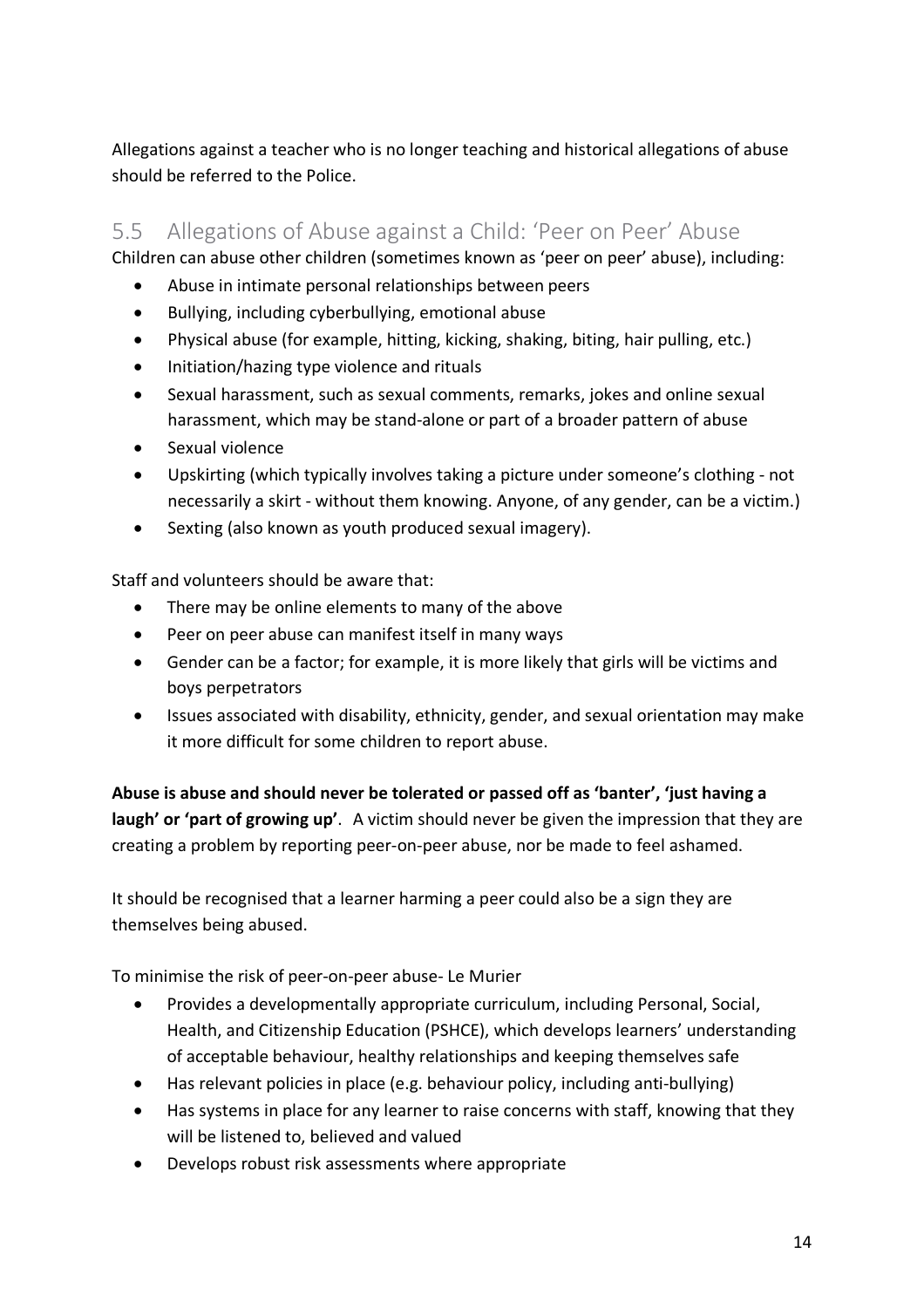Allegations against a teacher who is no longer teaching and historical allegations of abuse should be referred to the Police.

## 5.5 Allegations of Abuse against a Child: 'Peer on Peer' Abuse

Children can abuse other children (sometimes known as 'peer on peer' abuse), including:

- Abuse in intimate personal relationships between peers
- Bullying, including cyberbullying, emotional abuse
- Physical abuse (for example, hitting, kicking, shaking, biting, hair pulling, etc.)
- Initiation/hazing type violence and rituals
- Sexual harassment, such as sexual comments, remarks, jokes and online sexual harassment, which may be stand-alone or part of a broader pattern of abuse
- Sexual violence
- Upskirting (which typically involves taking a picture under someone's clothing - not necessarily a skirt - without them knowing. Anyone, of any gender, can be a victim.)
- Sexting (also known as youth produced sexual imagery).

Staff and volunteers should be aware that:

- There may be online elements to many of the above
- Peer on peer abuse can manifest itself in many ways
- Gender can be a factor; for example, it is more likely that girls will be victims and boys perpetrators
- Issues associated with disability, ethnicity, gender, and sexual orientation may make it more difficult for some children to report abuse.

**Abuse is abuse and should never be tolerated or passed off as 'banter', 'just having a laugh' or 'part of growing up'**. A victim should never be given the impression that they are creating a problem by reporting peer-on-peer abuse, nor be made to feel ashamed.

It should be recognised that a learner harming a peer could also be a sign they are themselves being abused.

To minimise the risk of peer-on-peer abuse- Le Murier

- Provides a developmentally appropriate curriculum, including Personal, Social, Health, and Citizenship Education (PSHCE), which develops learners' understanding of acceptable behaviour, healthy relationships and keeping themselves safe
- Has relevant policies in place (e.g. behaviour policy, including anti-bullying)
- Has systems in place for any learner to raise concerns with staff, knowing that they will be listened to, believed and valued
- Develops robust risk assessments where appropriate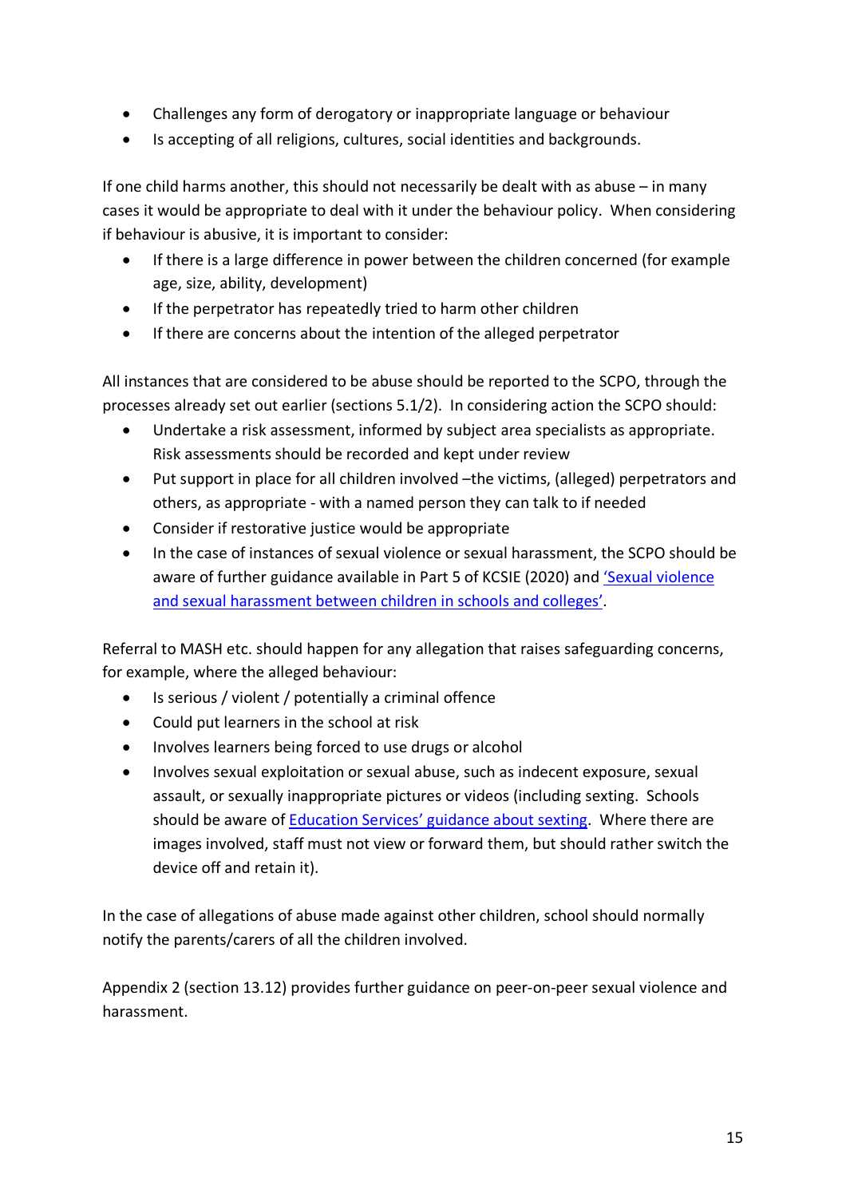- Challenges any form of derogatory or inappropriate language or behaviour
- Is accepting of all religions, cultures, social identities and backgrounds.

If one child harms another, this should not necessarily be dealt with as abuse – in many cases it would be appropriate to deal with it under the behaviour policy. When considering if behaviour is abusive, it is important to consider:

- If there is a large difference in power between the children concerned (for example age, size, ability, development)
- If the perpetrator has repeatedly tried to harm other children
- If there are concerns about the intention of the alleged perpetrator

All instances that are considered to be abuse should be reported to the SCPO, through the processes already set out earlier (sections 5.1/2). In considering action the SCPO should:

- Undertake a risk assessment, informed by subject area specialists as appropriate. Risk assessments should be recorded and kept under review
- Put support in place for all children involved –the victims, (alleged) perpetrators and others, as appropriate - with a named person they can talk to if needed
- Consider if restorative justice would be appropriate
- In the case of instances of sexual violence or sexual harassment, the SCPO should be aware of further guidance available in Part 5 of KCSIE (2020) and 'Sexual violence and sexual harassment between children in schools and colleges'.

Referral to MASH etc. should happen for any allegation that raises safeguarding concerns, for example, where the alleged behaviour:

- Is serious / violent / potentially a criminal offence
- Could put learners in the school at risk
- Involves learners being forced to use drugs or alcohol
- Involves sexual exploitation or sexual abuse, such as indecent exposure, sexual assault, or sexually inappropriate pictures or videos (including sexting. Schools should be aware of Education Services' guidance about sexting. Where there are images involved, staff must not view or forward them, but should rather switch the device off and retain it).

In the case of allegations of abuse made against other children, school should normally notify the parents/carers of all the children involved.

Appendix 2 (section 13.12) provides further guidance on peer-on-peer sexual violence and harassment.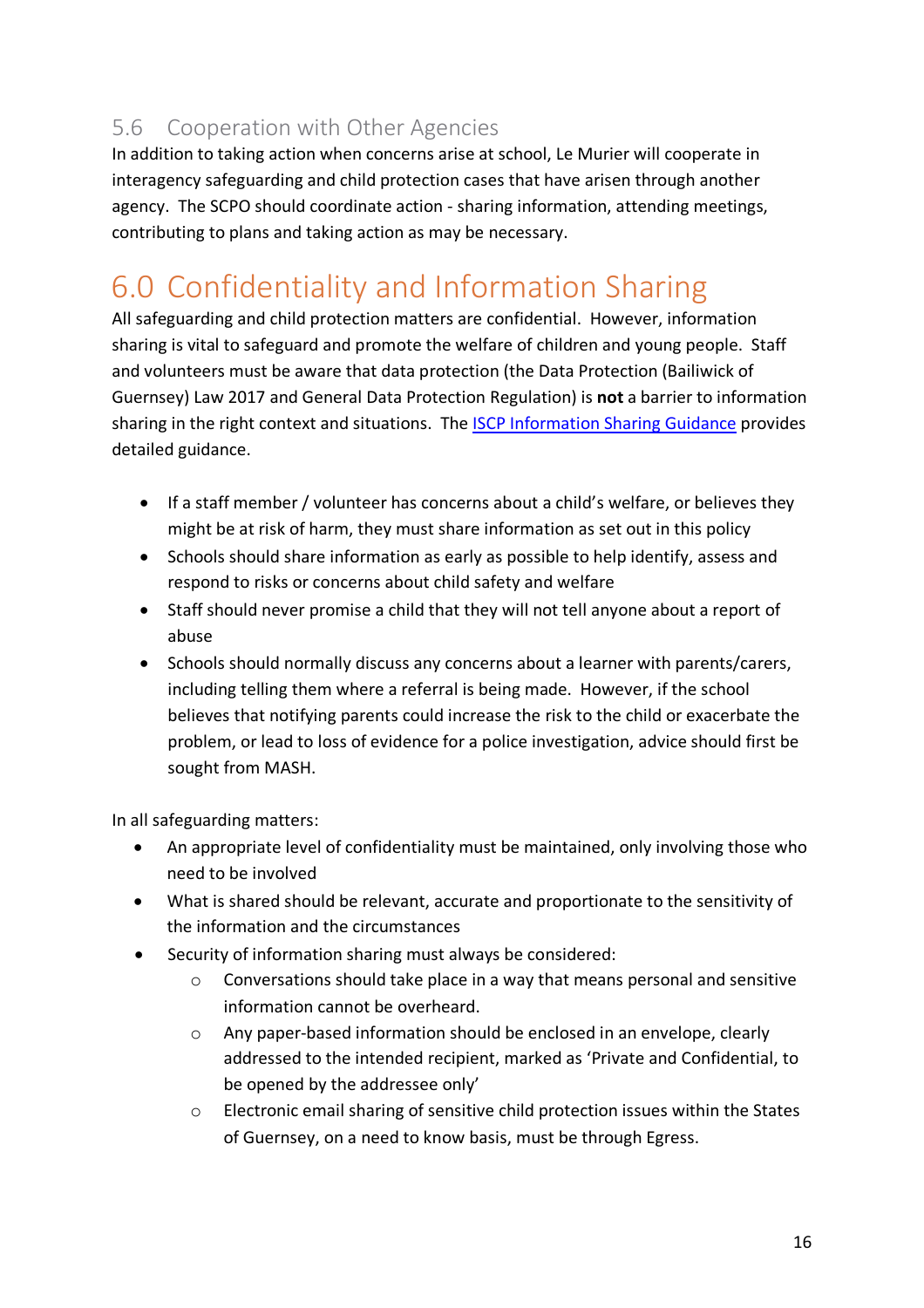### 5.6 Cooperation with Other Agencies

In addition to taking action when concerns arise at school, Le Murier will cooperate in interagency safeguarding and child protection cases that have arisen through another agency. The SCPO should coordinate action - sharing information, attending meetings, contributing to plans and taking action as may be necessary.

## 6.0 Confidentiality and Information Sharing

All safeguarding and child protection matters are confidential. However, information sharing is vital to safeguard and promote the welfare of children and young people. Staff and volunteers must be aware that data protection (the Data Protection (Bailiwick of Guernsey) Law 2017 and General Data Protection Regulation) is **not** a barrier to information sharing in the right context and situations. The ISCP Information Sharing Guidance provides detailed guidance.

- If a staff member / volunteer has concerns about a child's welfare, or believes they might be at risk of harm, they must share information as set out in this policy
- Schools should share information as early as possible to help identify, assess and respond to risks or concerns about child safety and welfare
- Staff should never promise a child that they will not tell anyone about a report of abuse
- Schools should normally discuss any concerns about a learner with parents/carers, including telling them where a referral is being made. However, if the school believes that notifying parents could increase the risk to the child or exacerbate the problem, or lead to loss of evidence for a police investigation, advice should first be sought from MASH.

In all safeguarding matters:

- An appropriate level of confidentiality must be maintained, only involving those who need to be involved
- What is shared should be relevant, accurate and proportionate to the sensitivity of the information and the circumstances
- Security of information sharing must always be considered:
  - Conversations should take place in a way that means personal and sensitive information cannot be overheard.
  - Any paper-based information should be enclosed in an envelope, clearly addressed to the intended recipient, marked as 'Private and Confidential, to be opened by the addressee only'
  - Electronic email sharing of sensitive child protection issues within the States of Guernsey, on a need to know basis, must be through Egress.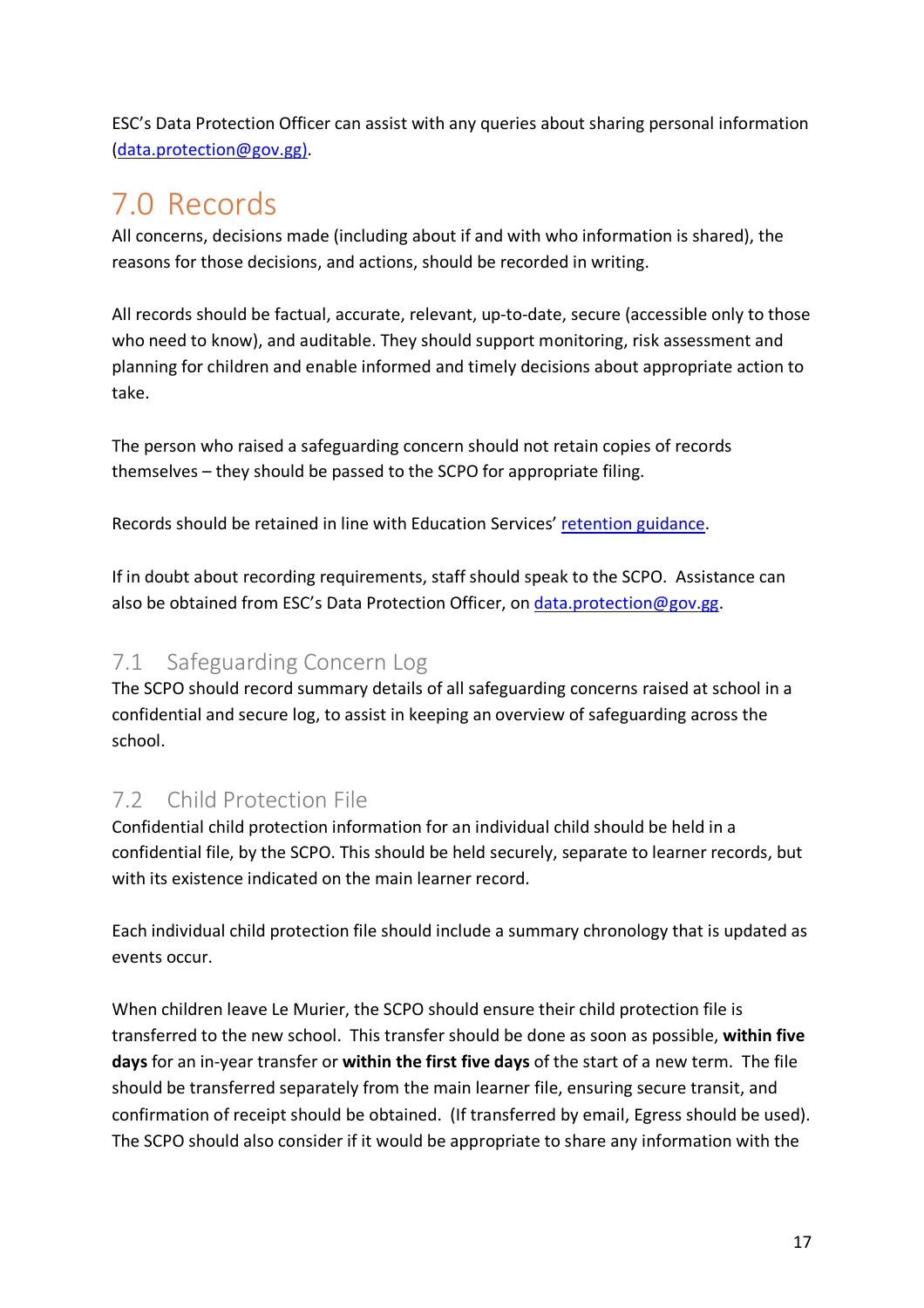ESC's Data Protection Officer can assist with any queries about sharing personal information (data.protection@gov.gg).

# 7.0 Records

All concerns, decisions made (including about if and with who information is shared), the reasons for those decisions, and actions, should be recorded in writing.

All records should be factual, accurate, relevant, up-to-date, secure (accessible only to those who need to know), and auditable. They should support monitoring, risk assessment and planning for children and enable informed and timely decisions about appropriate action to take.

The person who raised a safeguarding concern should not retain copies of records themselves – they should be passed to the SCPO for appropriate filing.

Records should be retained in line with Education Services' retention guidance.

If in doubt about recording requirements, staff should speak to the SCPO. Assistance can also be obtained from ESC's Data Protection Officer, on data.protection@gov.gg.

## 7.1 Safeguarding Concern Log

The SCPO should record summary details of all safeguarding concerns raised at school in a confidential and secure log, to assist in keeping an overview of safeguarding across the school.

## 7.2 Child Protection File

Confidential child protection information for an individual child should be held in a confidential file, by the SCPO. This should be held securely, separate to learner records, but with its existence indicated on the main learner record.

Each individual child protection file should include a summary chronology that is updated as events occur.

When children leave Le Murier, the SCPO should ensure their child protection file is transferred to the new school. This transfer should be done as soon as possible, **within five days** for an in-year transfer or **within the first five days** of the start of a new term. The file should be transferred separately from the main learner file, ensuring secure transit, and confirmation of receipt should be obtained. (If transferred by email, Egress should be used). The SCPO should also consider if it would be appropriate to share any information with the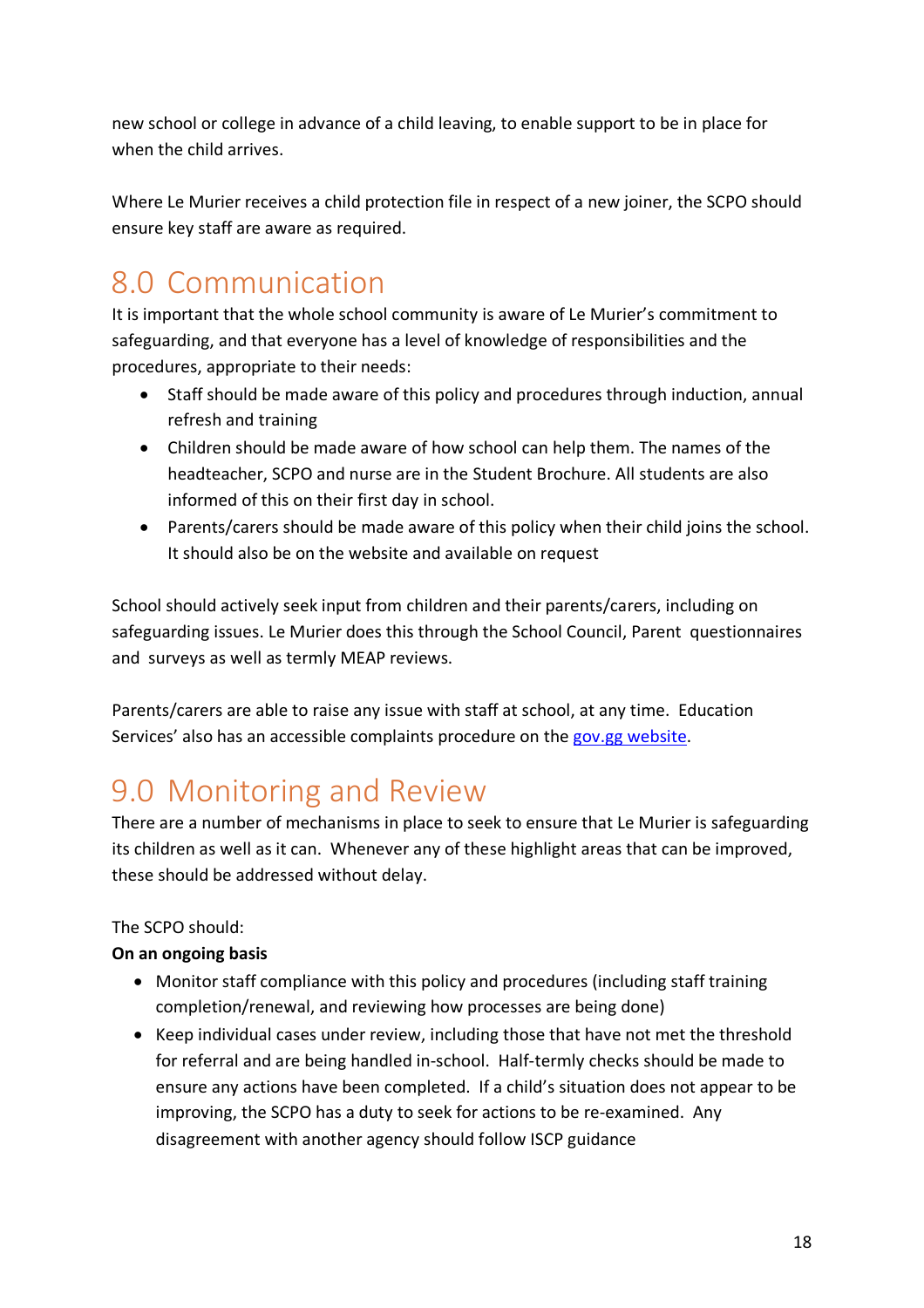new school or college in advance of a child leaving, to enable support to be in place for when the child arrives.

Where Le Murier receives a child protection file in respect of a new joiner, the SCPO should ensure key staff are aware as required.

# 8.0 Communication

It is important that the whole school community is aware of Le Murier's commitment to safeguarding, and that everyone has a level of knowledge of responsibilities and the procedures, appropriate to their needs:

- Staff should be made aware of this policy and procedures through induction, annual refresh and training
- Children should be made aware of how school can help them. The names of the headteacher, SCPO and nurse are in the Student Brochure. All students are also informed of this on their first day in school.
- Parents/carers should be made aware of this policy when their child joins the school. It should also be on the website and available on request

School should actively seek input from children and their parents/carers, including on safeguarding issues. Le Murier does this through the School Council, Parent questionnaires and surveys as well as termly MEAP reviews.

Parents/carers are able to raise any issue with staff at school, at any time. Education Services' also has an accessible complaints procedure on the [gov.gg website](gov.gg website).

# 9.0 Monitoring and Review

There are a number of mechanisms in place to seek to ensure that Le Murier is safeguarding its children as well as it can. Whenever any of these highlight areas that can be improved, these should be addressed without delay.

The SCPO should:

**On an ongoing basis**

- Monitor staff compliance with this policy and procedures (including staff training completion/renewal, and reviewing how processes are being done)
- Keep individual cases under review, including those that have not met the threshold for referral and are being handled in-school. Half-termly checks should be made to ensure any actions have been completed. If a child's situation does not appear to be improving, the SCPO has a duty to seek for actions to be re-examined. Any disagreement with another agency should follow ISCP guidance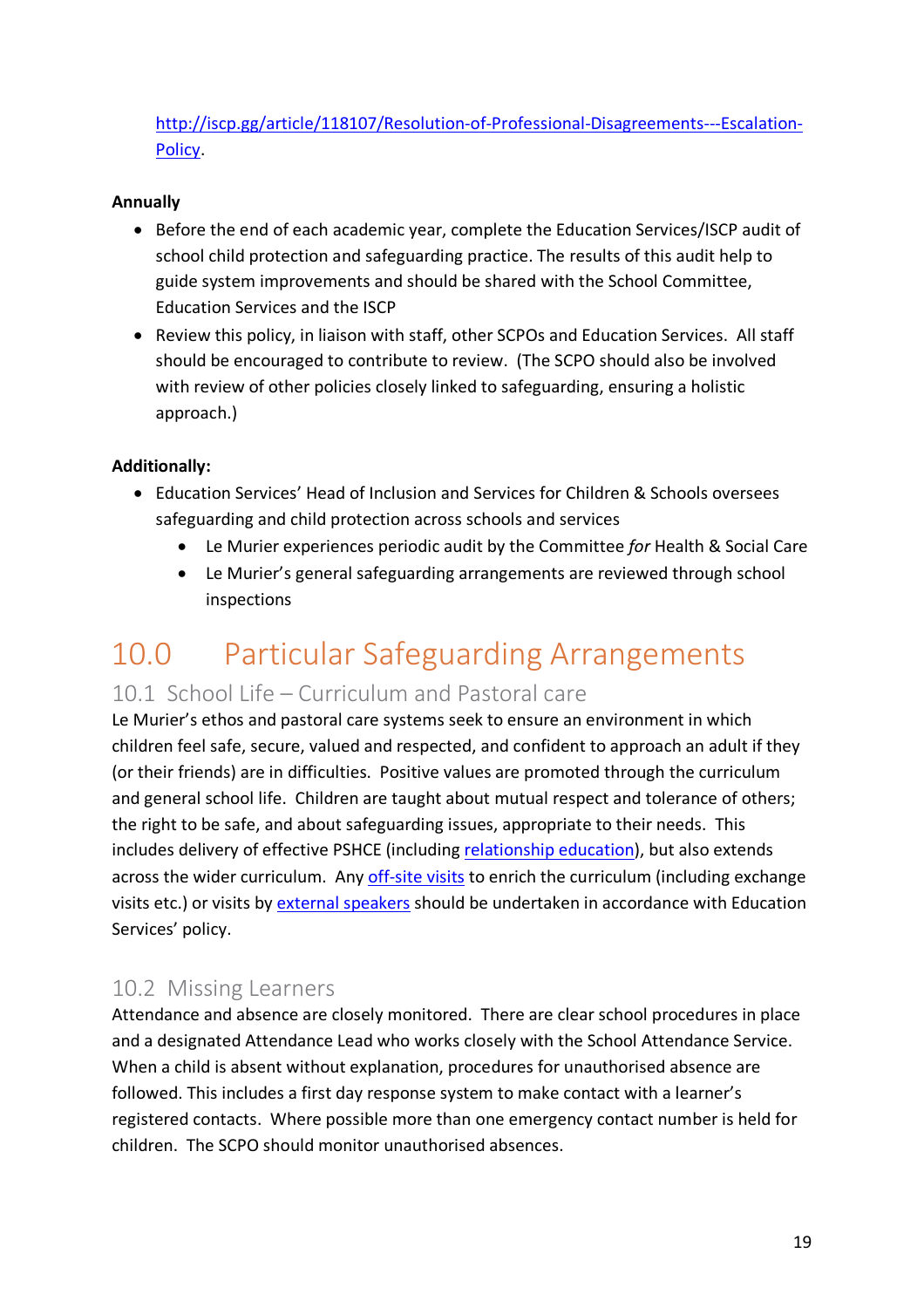http://iscp.gg/article/118107/Resolution-of-Professional-Disagreements---Escalation-Policy.

**Annually**

- Before the end of each academic year, complete the Education Services/ISCP audit of school child protection and safeguarding practice. The results of this audit help to guide system improvements and should be shared with the School Committee, Education Services and the ISCP
- Review this policy, in liaison with staff, other SCPOs and Education Services. All staff should be encouraged to contribute to review. (The SCPO should also be involved with review of other policies closely linked to safeguarding, ensuring a holistic approach.)

**Additionally:**

- Education Services' Head of Inclusion and Services for Children & Schools oversees safeguarding and child protection across schools and services
  - Le Murier experiences periodic audit by the Committee *for* Health & Social Care
  - Le Murier's general safeguarding arrangements are reviewed through school inspections

# 10.0 Particular Safeguarding Arrangements

## 10.1 School Life – Curriculum and Pastoral care

Le Murier's ethos and pastoral care systems seek to ensure an environment in which children feel safe, secure, valued and respected, and confident to approach an adult if they (or their friends) are in difficulties. Positive values are promoted through the curriculum and general school life. Children are taught about mutual respect and tolerance of others; the right to be safe, and about safeguarding issues, appropriate to their needs. This includes delivery of effective PSHCE (including relationship education), but also extends across the wider curriculum. Any off-site visits to enrich the curriculum (including exchange visits etc.) or visits by external speakers should be undertaken in accordance with Education Services' policy.

## 10.2 Missing Learners

Attendance and absence are closely monitored. There are clear school procedures in place and a designated Attendance Lead who works closely with the School Attendance Service. When a child is absent without explanation, procedures for unauthorised absence are followed. This includes a first day response system to make contact with a learner's registered contacts. Where possible more than one emergency contact number is held for children. The SCPO should monitor unauthorised absences.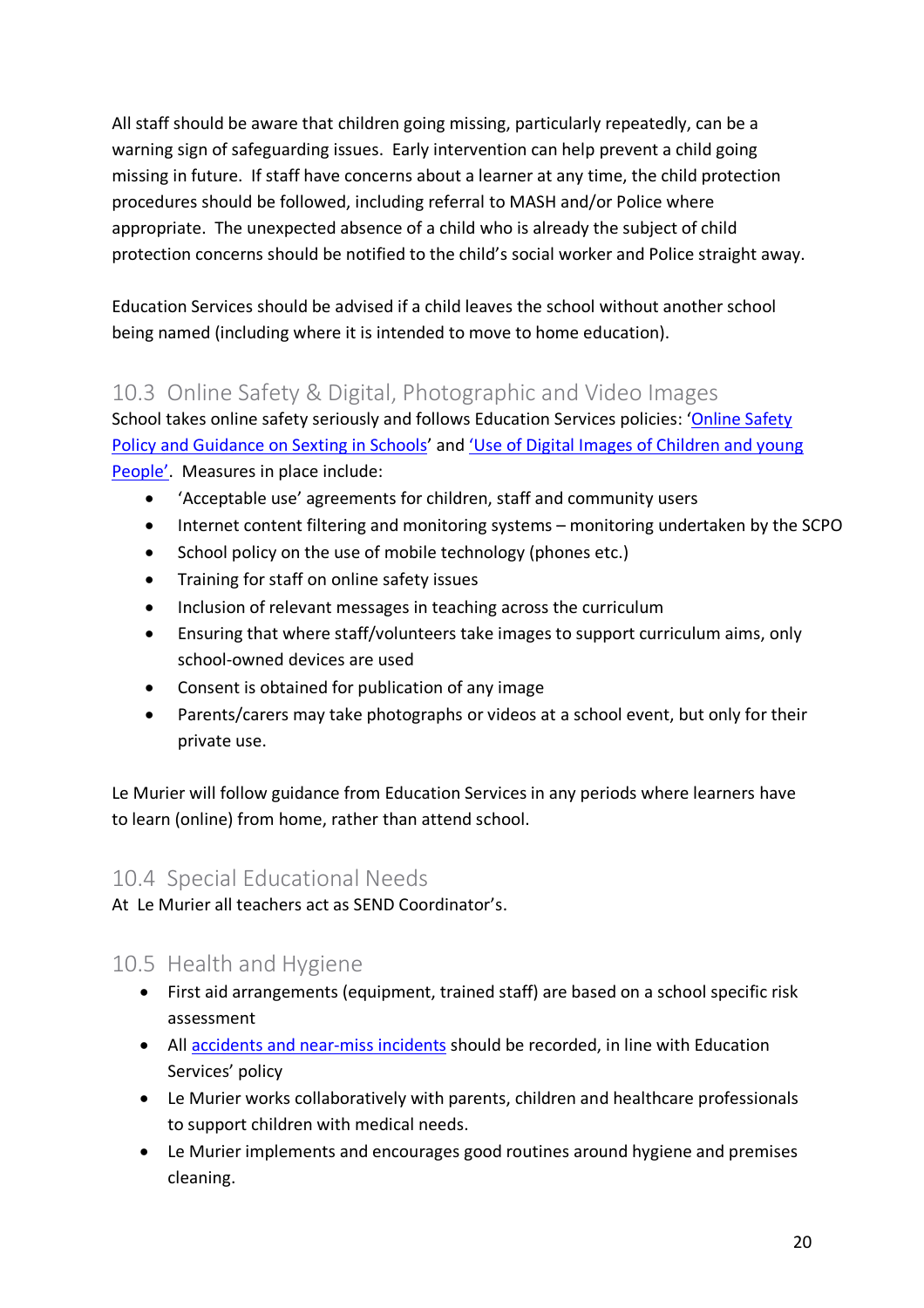All staff should be aware that children going missing, particularly repeatedly, can be a warning sign of safeguarding issues. Early intervention can help prevent a child going missing in future. If staff have concerns about a learner at any time, the child protection procedures should be followed, including referral to MASH and/or Police where appropriate. The unexpected absence of a child who is already the subject of child protection concerns should be notified to the child's social worker and Police straight away.

Education Services should be advised if a child leaves the school without another school being named (including where it is intended to move to home education).

## 10.3 Online Safety & Digital, Photographic and Video Images

School takes online safety seriously and follows Education Services policies: 'Online Safety Policy and Guidance on Sexting in Schools' and 'Use of Digital Images of Children and young People'. Measures in place include:

- 'Acceptable use' agreements for children, staff and community users
- Internet content filtering and monitoring systems – monitoring undertaken by the SCPO
- School policy on the use of mobile technology (phones etc.)
- Training for staff on online safety issues
- Inclusion of relevant messages in teaching across the curriculum
- Ensuring that where staff/volunteers take images to support curriculum aims, only school-owned devices are used
- Consent is obtained for publication of any image
- Parents/carers may take photographs or videos at a school event, but only for their private use.

Le Murier will follow guidance from Education Services in any periods where learners have to learn (online) from home, rather than attend school.

## 10.4 Special Educational Needs

At Le Murier all teachers act as SEND Coordinator's.

## 10.5 Health and Hygiene

- First aid arrangements (equipment, trained staff) are based on a school specific risk assessment
- All accidents and near-miss incidents should be recorded, in line with Education Services' policy
- Le Murier works collaboratively with parents, children and healthcare professionals to support children with medical needs.
- Le Murier implements and encourages good routines around hygiene and premises cleaning.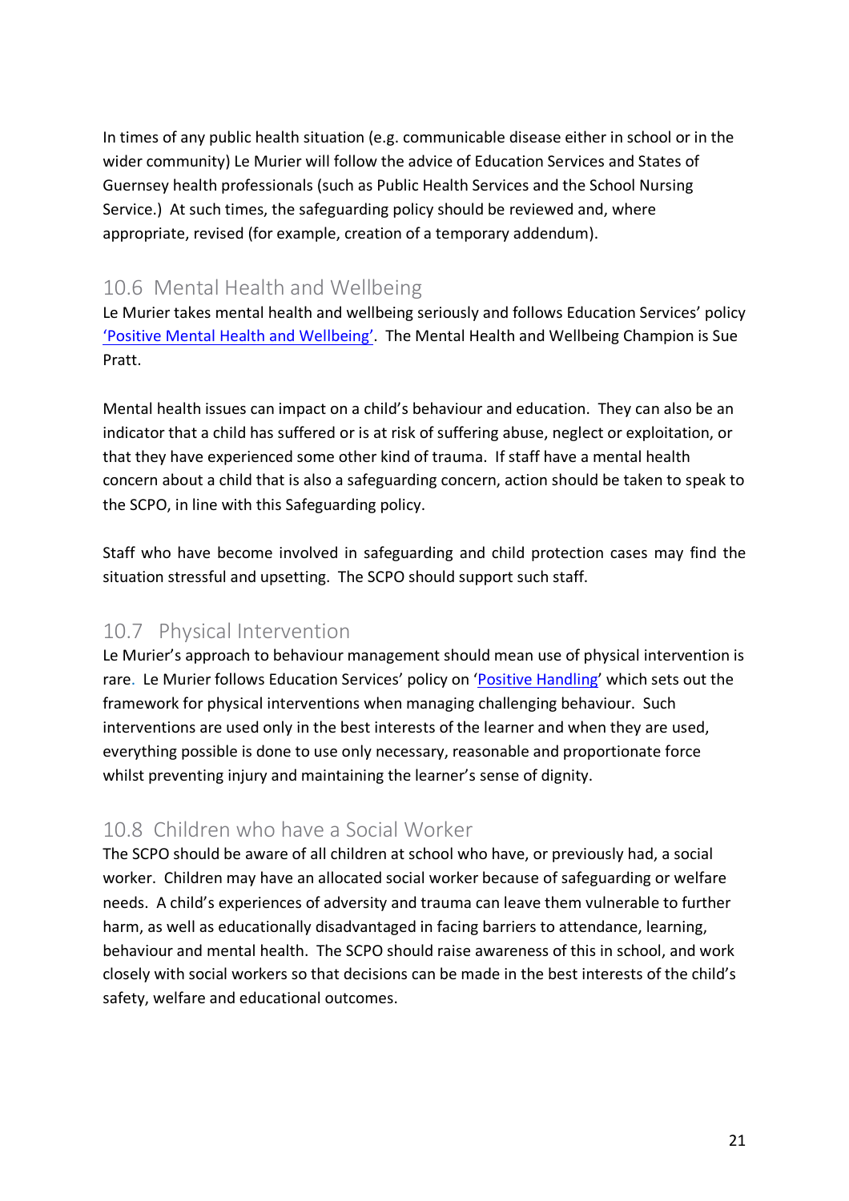In times of any public health situation (e.g. communicable disease either in school or in the wider community) Le Murier will follow the advice of Education Services and States of Guernsey health professionals (such as Public Health Services and the School Nursing Service.) At such times, the safeguarding policy should be reviewed and, where appropriate, revised (for example, creation of a temporary addendum).

## 10.6 Mental Health and Wellbeing

Le Murier takes mental health and wellbeing seriously and follows Education Services' policy 'Positive Mental Health and Wellbeing'. The Mental Health and Wellbeing Champion is Sue Pratt.

Mental health issues can impact on a child's behaviour and education. They can also be an indicator that a child has suffered or is at risk of suffering abuse, neglect or exploitation, or that they have experienced some other kind of trauma. If staff have a mental health concern about a child that is also a safeguarding concern, action should be taken to speak to the SCPO, in line with this Safeguarding policy.

Staff who have become involved in safeguarding and child protection cases may find the situation stressful and upsetting. The SCPO should support such staff.

## 10.7 Physical Intervention

Le Murier's approach to behaviour management should mean use of physical intervention is rare. Le Murier follows Education Services' policy on 'Positive Handling' which sets out the framework for physical interventions when managing challenging behaviour. Such interventions are used only in the best interests of the learner and when they are used, everything possible is done to use only necessary, reasonable and proportionate force whilst preventing injury and maintaining the learner's sense of dignity.

## 10.8 Children who have a Social Worker

The SCPO should be aware of all children at school who have, or previously had, a social worker. Children may have an allocated social worker because of safeguarding or welfare needs. A child's experiences of adversity and trauma can leave them vulnerable to further harm, as well as educationally disadvantaged in facing barriers to attendance, learning, behaviour and mental health. The SCPO should raise awareness of this in school, and work closely with social workers so that decisions can be made in the best interests of the child's safety, welfare and educational outcomes.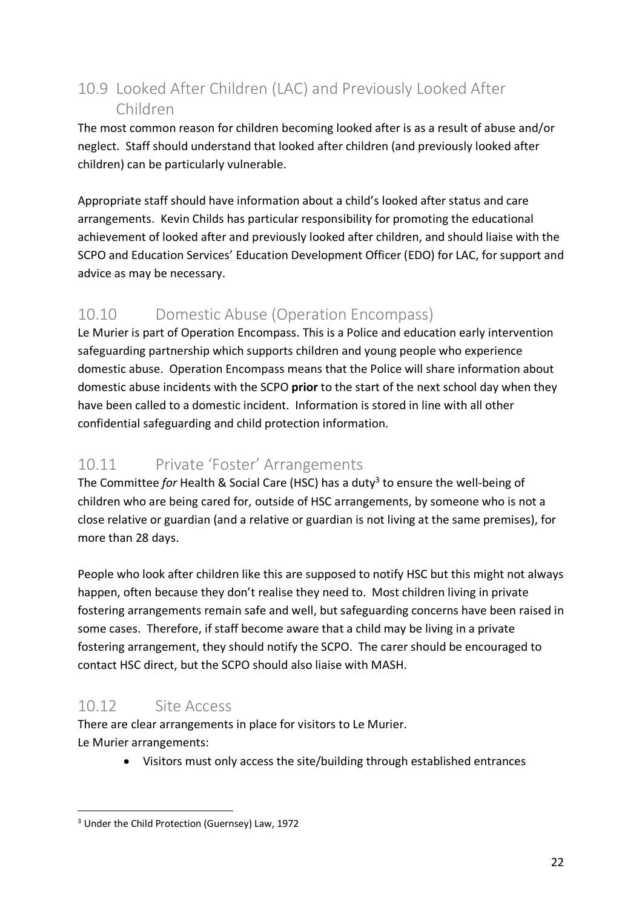## 10.9 Looked After Children (LAC) and Previously Looked After Children

The most common reason for children becoming looked after is as a result of abuse and/or neglect. Staff should understand that looked after children (and previously looked after children) can be particularly vulnerable.

Appropriate staff should have information about a child's looked after status and care arrangements. Kevin Childs has particular responsibility for promoting the educational achievement of looked after and previously looked after children, and should liaise with the SCPO and Education Services' Education Development Officer (EDO) for LAC, for support and advice as may be necessary.

## 10.10 Domestic Abuse (Operation Encompass)

Le Murier is part of Operation Encompass. This is a Police and education early intervention safeguarding partnership which supports children and young people who experience domestic abuse. Operation Encompass means that the Police will share information about domestic abuse incidents with the SCPO **prior** to the start of the next school day when they have been called to a domestic incident. Information is stored in line with all other confidential safeguarding and child protection information.

## 10.11 Private 'Foster' Arrangements

The Committee *for* Health & Social Care (HSC) has a duty[3] to ensure the well-being of children who are being cared for, outside of HSC arrangements, by someone who is not a close relative or guardian (and a relative or guardian is not living at the same premises), for more than 28 days.

People who look after children like this are supposed to notify HSC but this might not always happen, often because they don't realise they need to. Most children living in private fostering arrangements remain safe and well, but safeguarding concerns have been raised in some cases. Therefore, if staff become aware that a child may be living in a private fostering arrangement, they should notify the SCPO. The carer should be encouraged to contact HSC direct, but the SCPO should also liaise with MASH.

## 10.12 Site Access

There are clear arrangements in place for visitors to Le Murier.
Le Murier arrangements:

- Visitors must only access the site/building through established entrances

[3] Under the Child Protection (Guernsey) Law, 1972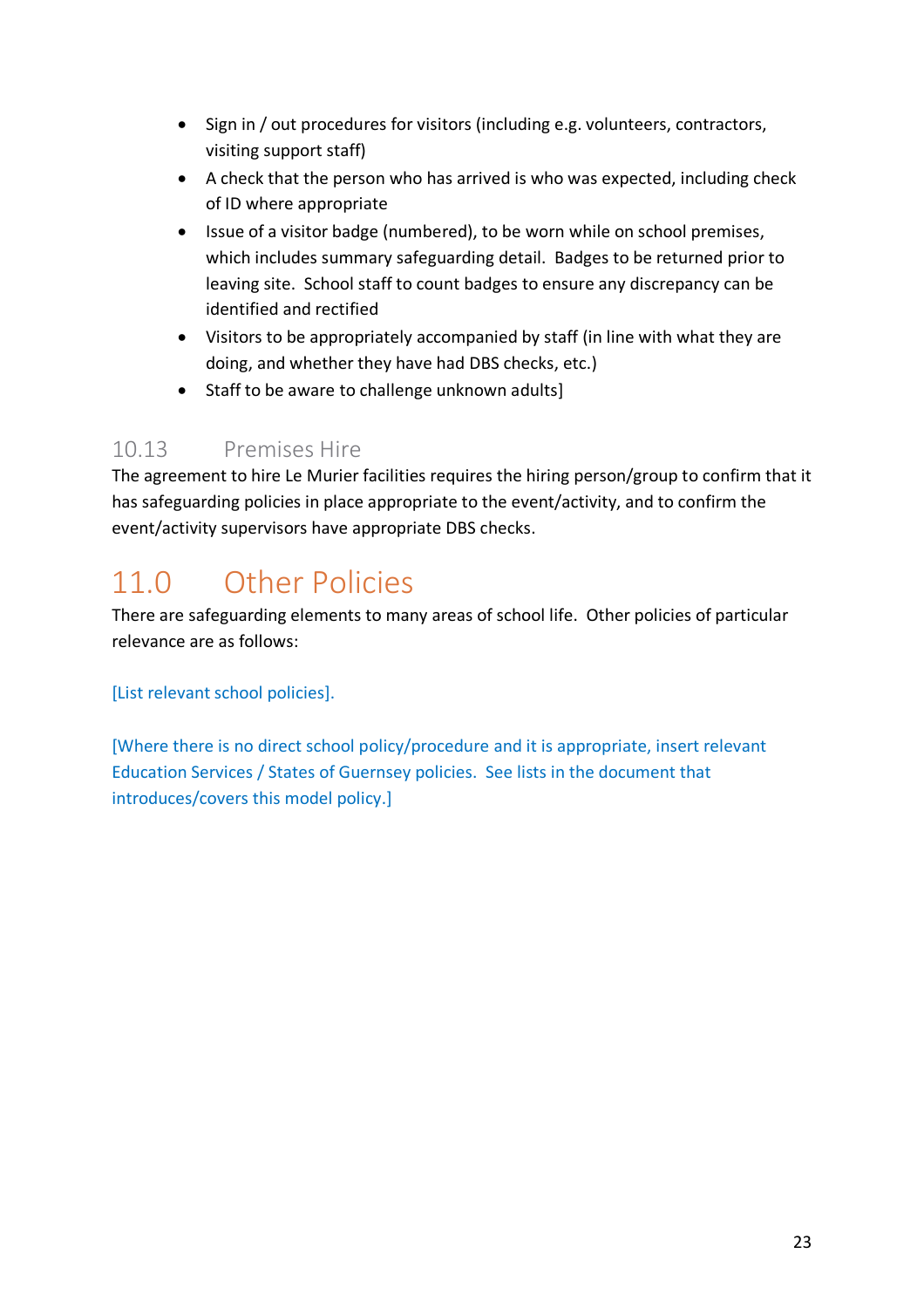- Sign in / out procedures for visitors (including e.g. volunteers, contractors, visiting support staff)
- A check that the person who has arrived is who was expected, including check of ID where appropriate
- Issue of a visitor badge (numbered), to be worn while on school premises, which includes summary safeguarding detail.  Badges to be returned prior to leaving site.  School staff to count badges to ensure any discrepancy can be identified and rectified
- Visitors to be appropriately accompanied by staff (in line with what they are doing, and whether they have had DBS checks, etc.)
- Staff to be aware to challenge unknown adults]

### 10.13 Premises Hire

The agreement to hire Le Murier facilities requires the hiring person/group to confirm that it has safeguarding policies in place appropriate to the event/activity, and to confirm the event/activity supervisors have appropriate DBS checks.

## 11.0 Other Policies

There are safeguarding elements to many areas of school life.  Other policies of particular relevance are as follows:

[List relevant school policies].

[Where there is no direct school policy/procedure and it is appropriate, insert relevant Education Services / States of Guernsey policies.  See lists in the document that introduces/covers this model policy.]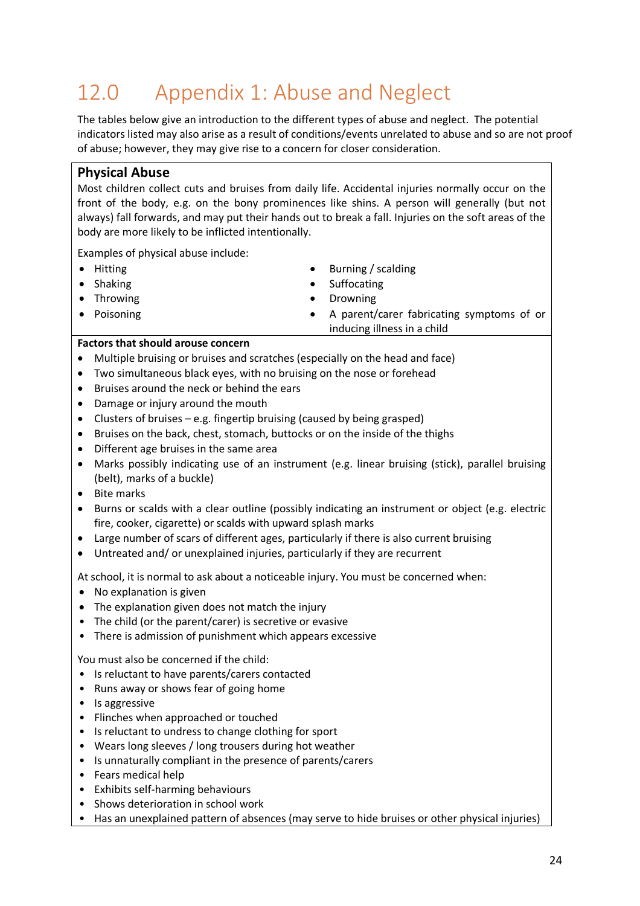# 12.0 Appendix 1: Abuse and Neglect

The tables below give an introduction to the different types of abuse and neglect. The potential indicators listed may also arise as a result of conditions/events unrelated to abuse and so are not proof of abuse; however, they may give rise to a concern for closer consideration.

## Physical Abuse

Most children collect cuts and bruises from daily life. Accidental injuries normally occur on the front of the body, e.g. on the bony prominences like shins. A person will generally (but not always) fall forwards, and may put their hands out to break a fall. Injuries on the soft areas of the body are more likely to be inflicted intentionally.

Examples of physical abuse include:

- Hitting
- Shaking
- Throwing
- Poisoning
- Burning / scalding
- Suffocating
- Drowning
- A parent/carer fabricating symptoms of or inducing illness in a child

**Factors that should arouse concern**

- Multiple bruising or bruises and scratches (especially on the head and face)
- Two simultaneous black eyes, with no bruising on the nose or forehead
- Bruises around the neck or behind the ears
- Damage or injury around the mouth
- Clusters of bruises – e.g. fingertip bruising (caused by being grasped)
- Bruises on the back, chest, stomach, buttocks or on the inside of the thighs
- Different age bruises in the same area
- Marks possibly indicating use of an instrument (e.g. linear bruising (stick), parallel bruising (belt), marks of a buckle)
- Bite marks
- Burns or scalds with a clear outline (possibly indicating an instrument or object (e.g. electric fire, cooker, cigarette) or scalds with upward splash marks
- Large number of scars of different ages, particularly if there is also current bruising
- Untreated and/ or unexplained injuries, particularly if they are recurrent

At school, it is normal to ask about a noticeable injury. You must be concerned when:

- No explanation is given
- The explanation given does not match the injury
- The child (or the parent/carer) is secretive or evasive
- There is admission of punishment which appears excessive

You must also be concerned if the child:

- Is reluctant to have parents/carers contacted
- Runs away or shows fear of going home
- Is aggressive
- Flinches when approached or touched
- Is reluctant to undress to change clothing for sport
- Wears long sleeves / long trousers during hot weather
- Is unnaturally compliant in the presence of parents/carers
- Fears medical help
- Exhibits self-harming behaviours
- Shows deterioration in school work
- Has an unexplained pattern of absences (may serve to hide bruises or other physical injuries)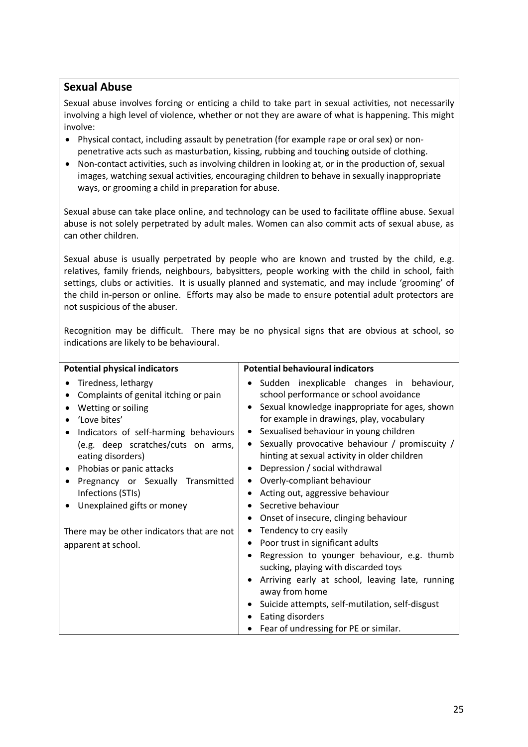## Sexual Abuse

Sexual abuse involves forcing or enticing a child to take part in sexual activities, not necessarily involving a high level of violence, whether or not they are aware of what is happening. This might involve:

- Physical contact, including assault by penetration (for example rape or oral sex) or non-penetrative acts such as masturbation, kissing, rubbing and touching outside of clothing.
- Non-contact activities, such as involving children in looking at, or in the production of, sexual images, watching sexual activities, encouraging children to behave in sexually inappropriate ways, or grooming a child in preparation for abuse.

Sexual abuse can take place online, and technology can be used to facilitate offline abuse. Sexual abuse is not solely perpetrated by adult males. Women can also commit acts of sexual abuse, as can other children.

Sexual abuse is usually perpetrated by people who are known and trusted by the child, e.g. relatives, family friends, neighbours, babysitters, people working with the child in school, faith settings, clubs or activities. It is usually planned and systematic, and may include 'grooming' of the child in-person or online. Efforts may also be made to ensure potential adult protectors are not suspicious of the abuser.

Recognition may be difficult. There may be no physical signs that are obvious at school, so indications are likely to be behavioural.

| Potential physical indicators | Potential behavioural indicators |
|---|---|
| • Tiredness, lethargy<br>• Complaints of genital itching or pain<br>• Wetting or soiling<br>• 'Love bites'<br>• Indicators of self-harming behaviours (e.g. deep scratches/cuts on arms, eating disorders)<br>• Phobias or panic attacks<br>• Pregnancy or Sexually Transmitted Infections (STIs)<br>• Unexplained gifts or money<br><br>There may be other indicators that are not apparent at school. | • Sudden inexplicable changes in behaviour, school performance or school avoidance<br>• Sexual knowledge inappropriate for ages, shown for example in drawings, play, vocabulary<br>• Sexualised behaviour in young children<br>• Sexually provocative behaviour / promiscuity / hinting at sexual activity in older children<br>• Depression / social withdrawal<br>• Overly-compliant behaviour<br>• Acting out, aggressive behaviour<br>• Secretive behaviour<br>• Onset of insecure, clinging behaviour<br>• Tendency to cry easily<br>• Poor trust in significant adults<br>• Regression to younger behaviour, e.g. thumb sucking, playing with discarded toys<br>• Arriving early at school, leaving late, running away from home<br>• Suicide attempts, self-mutilation, self-disgust<br>• Eating disorders<br>• Fear of undressing for PE or similar. |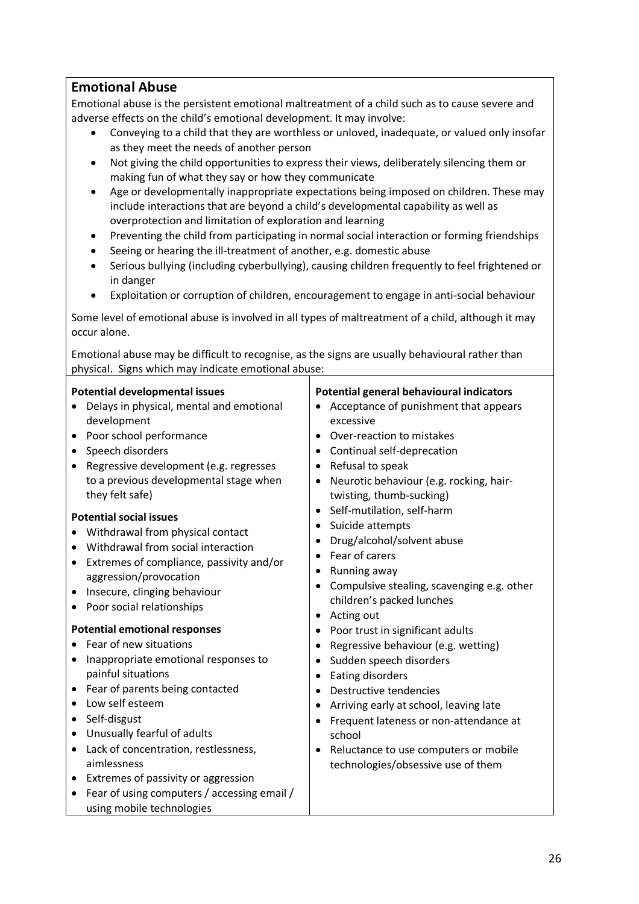## Emotional Abuse

Emotional abuse is the persistent emotional maltreatment of a child such as to cause severe and adverse effects on the child's emotional development. It may involve:

- Conveying to a child that they are worthless or unloved, inadequate, or valued only insofar as they meet the needs of another person
- Not giving the child opportunities to express their views, deliberately silencing them or making fun of what they say or how they communicate
- Age or developmentally inappropriate expectations being imposed on children. These may include interactions that are beyond a child's developmental capability as well as overprotection and limitation of exploration and learning
- Preventing the child from participating in normal social interaction or forming friendships
- Seeing or hearing the ill-treatment of another, e.g. domestic abuse
- Serious bullying (including cyberbullying), causing children frequently to feel frightened or in danger
- Exploitation or corruption of children, encouragement to engage in anti-social behaviour

Some level of emotional abuse is involved in all types of maltreatment of a child, although it may occur alone.

Emotional abuse may be difficult to recognise, as the signs are usually behavioural rather than physical. Signs which may indicate emotional abuse:

**Potential developmental issues**

- Delays in physical, mental and emotional development
- Poor school performance
- Speech disorders
- Regressive development (e.g. regresses to a previous developmental stage when they felt safe)

**Potential social issues**

- Withdrawal from physical contact
- Withdrawal from social interaction
- Extremes of compliance, passivity and/or aggression/provocation
- Insecure, clinging behaviour
- Poor social relationships

**Potential emotional responses**

- Fear of new situations
- Inappropriate emotional responses to painful situations
- Fear of parents being contacted
- Low self esteem
- Self-disgust
- Unusually fearful of adults
- Lack of concentration, restlessness, aimlessness
- Extremes of passivity or aggression
- Fear of using computers / accessing email / using mobile technologies

**Potential general behavioural indicators**

- Acceptance of punishment that appears excessive
- Over-reaction to mistakes
- Continual self-deprecation
- Refusal to speak
- Neurotic behaviour (e.g. rocking, hair-twisting, thumb-sucking)
- Self-mutilation, self-harm
- Suicide attempts
- Drug/alcohol/solvent abuse
- Fear of carers
- Running away
- Compulsive stealing, scavenging e.g. other children's packed lunches
- Acting out
- Poor trust in significant adults
- Regressive behaviour (e.g. wetting)
- Sudden speech disorders
- Eating disorders
- Destructive tendencies
- Arriving early at school, leaving late
- Frequent lateness or non-attendance at school
- Reluctance to use computers or mobile technologies/obsessive use of them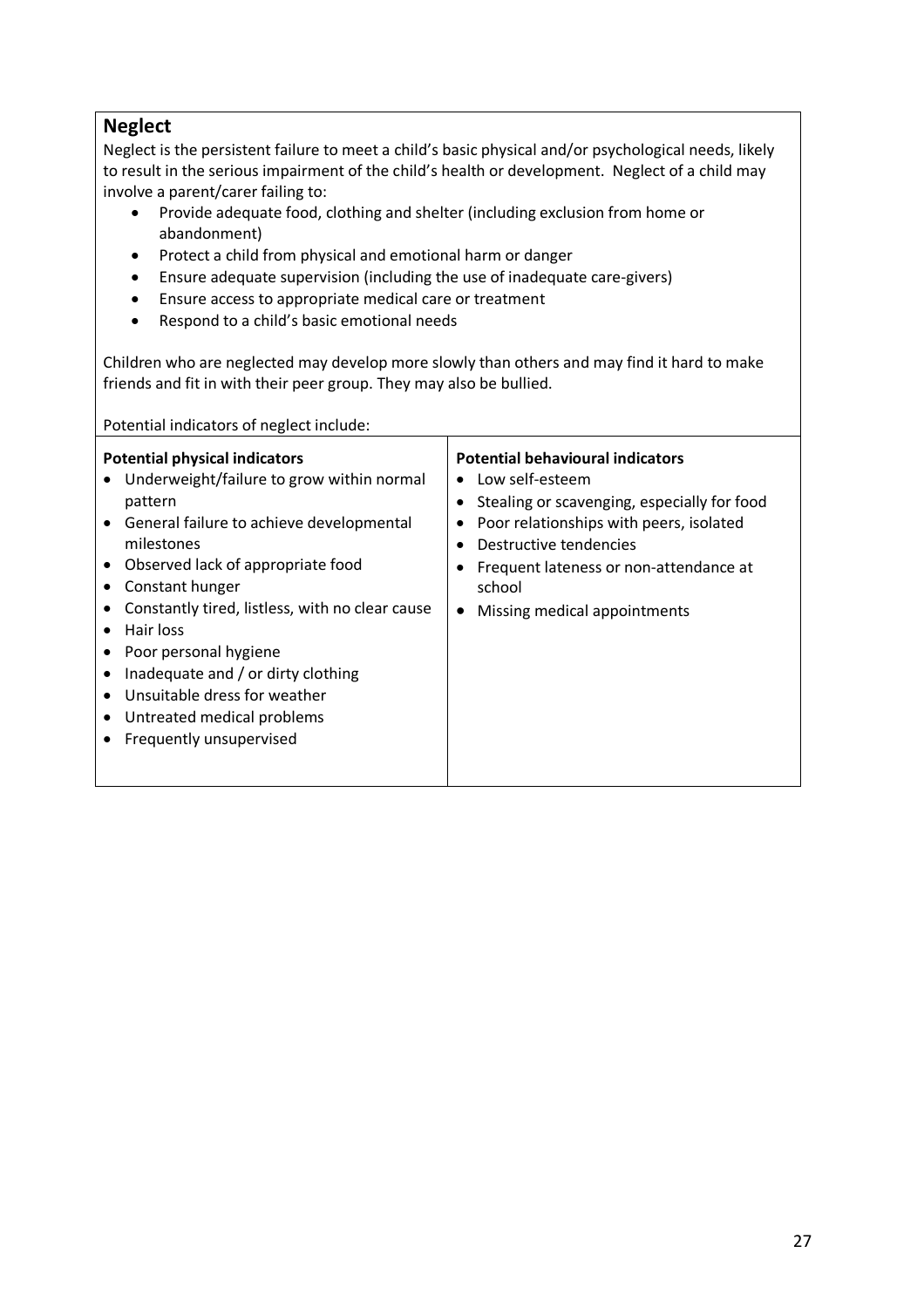## Neglect

Neglect is the persistent failure to meet a child's basic physical and/or psychological needs, likely to result in the serious impairment of the child's health or development. Neglect of a child may involve a parent/carer failing to:

- Provide adequate food, clothing and shelter (including exclusion from home or abandonment)
- Protect a child from physical and emotional harm or danger
- Ensure adequate supervision (including the use of inadequate care-givers)
- Ensure access to appropriate medical care or treatment
- Respond to a child's basic emotional needs

Children who are neglected may develop more slowly than others and may find it hard to make friends and fit in with their peer group. They may also be bullied.

Potential indicators of neglect include:

| **Potential physical indicators** | **Potential behavioural indicators** |
| --- | --- |
| • Underweight/failure to grow within normal pattern<br>• General failure to achieve developmental milestones<br>• Observed lack of appropriate food<br>• Constant hunger<br>• Constantly tired, listless, with no clear cause<br>• Hair loss<br>• Poor personal hygiene<br>• Inadequate and / or dirty clothing<br>• Unsuitable dress for weather<br>• Untreated medical problems<br>• Frequently unsupervised | • Low self-esteem<br>• Stealing or scavenging, especially for food<br>• Poor relationships with peers, isolated<br>• Destructive tendencies<br>• Frequent lateness or non-attendance at school<br>• Missing medical appointments |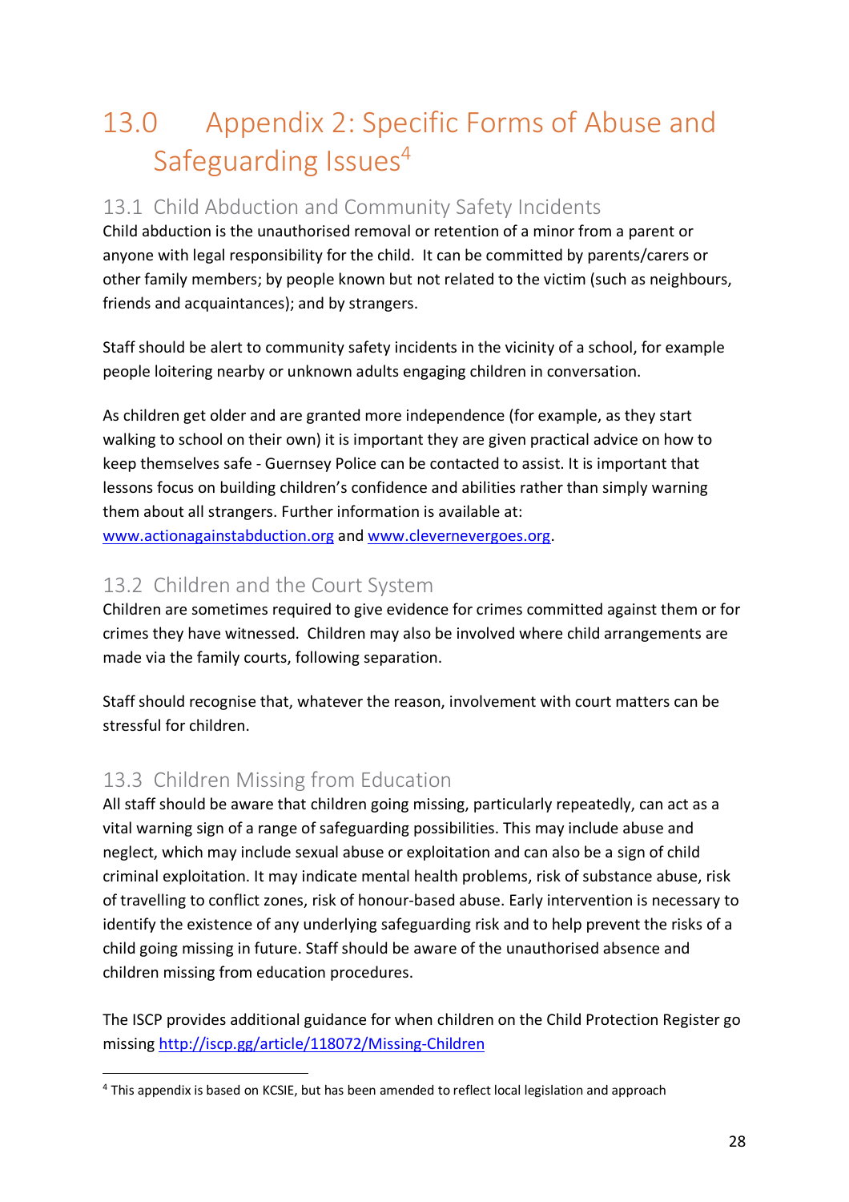# 13.0 Appendix 2: Specific Forms of Abuse and Safeguarding Issues[4]

## 13.1 Child Abduction and Community Safety Incidents

Child abduction is the unauthorised removal or retention of a minor from a parent or anyone with legal responsibility for the child. It can be committed by parents/carers or other family members; by people known but not related to the victim (such as neighbours, friends and acquaintances); and by strangers.

Staff should be alert to community safety incidents in the vicinity of a school, for example people loitering nearby or unknown adults engaging children in conversation.

As children get older and are granted more independence (for example, as they start walking to school on their own) it is important they are given practical advice on how to keep themselves safe - Guernsey Police can be contacted to assist. It is important that lessons focus on building children's confidence and abilities rather than simply warning them about all strangers. Further information is available at: [www.actionagainstabduction.org](http://www.actionagainstabduction.org) and [www.clevernevergoes.org](http://www.clevernevergoes.org).

## 13.2 Children and the Court System

Children are sometimes required to give evidence for crimes committed against them or for crimes they have witnessed. Children may also be involved where child arrangements are made via the family courts, following separation.

Staff should recognise that, whatever the reason, involvement with court matters can be stressful for children.

## 13.3 Children Missing from Education

All staff should be aware that children going missing, particularly repeatedly, can act as a vital warning sign of a range of safeguarding possibilities. This may include abuse and neglect, which may include sexual abuse or exploitation and can also be a sign of child criminal exploitation. It may indicate mental health problems, risk of substance abuse, risk of travelling to conflict zones, risk of honour-based abuse. Early intervention is necessary to identify the existence of any underlying safeguarding risk and to help prevent the risks of a child going missing in future. Staff should be aware of the unauthorised absence and children missing from education procedures.

The ISCP provides additional guidance for when children on the Child Protection Register go missing [http://iscp.gg/article/118072/Missing-Children](http://iscp.gg/article/118072/Missing-Children)

---

[4] This appendix is based on KCSIE, but has been amended to reflect local legislation and approach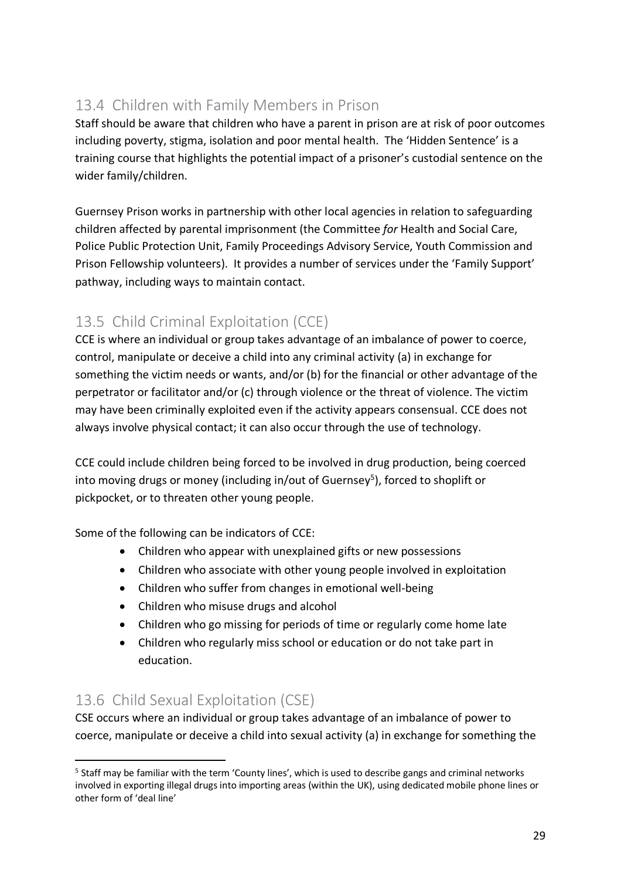## 13.4 Children with Family Members in Prison

Staff should be aware that children who have a parent in prison are at risk of poor outcomes including poverty, stigma, isolation and poor mental health. The 'Hidden Sentence' is a training course that highlights the potential impact of a prisoner's custodial sentence on the wider family/children.

Guernsey Prison works in partnership with other local agencies in relation to safeguarding children affected by parental imprisonment (the Committee *for* Health and Social Care, Police Public Protection Unit, Family Proceedings Advisory Service, Youth Commission and Prison Fellowship volunteers). It provides a number of services under the 'Family Support' pathway, including ways to maintain contact.

## 13.5 Child Criminal Exploitation (CCE)

CCE is where an individual or group takes advantage of an imbalance of power to coerce, control, manipulate or deceive a child into any criminal activity (a) in exchange for something the victim needs or wants, and/or (b) for the financial or other advantage of the perpetrator or facilitator and/or (c) through violence or the threat of violence. The victim may have been criminally exploited even if the activity appears consensual. CCE does not always involve physical contact; it can also occur through the use of technology.

CCE could include children being forced to be involved in drug production, being coerced into moving drugs or money (including in/out of Guernsey[5]), forced to shoplift or pickpocket, or to threaten other young people.

Some of the following can be indicators of CCE:

- Children who appear with unexplained gifts or new possessions
- Children who associate with other young people involved in exploitation
- Children who suffer from changes in emotional well-being
- Children who misuse drugs and alcohol
- Children who go missing for periods of time or regularly come home late
- Children who regularly miss school or education or do not take part in education.

## 13.6 Child Sexual Exploitation (CSE)

CSE occurs where an individual or group takes advantage of an imbalance of power to coerce, manipulate or deceive a child into sexual activity (a) in exchange for something the

[5] Staff may be familiar with the term 'County lines', which is used to describe gangs and criminal networks involved in exporting illegal drugs into importing areas (within the UK), using dedicated mobile phone lines or other form of 'deal line'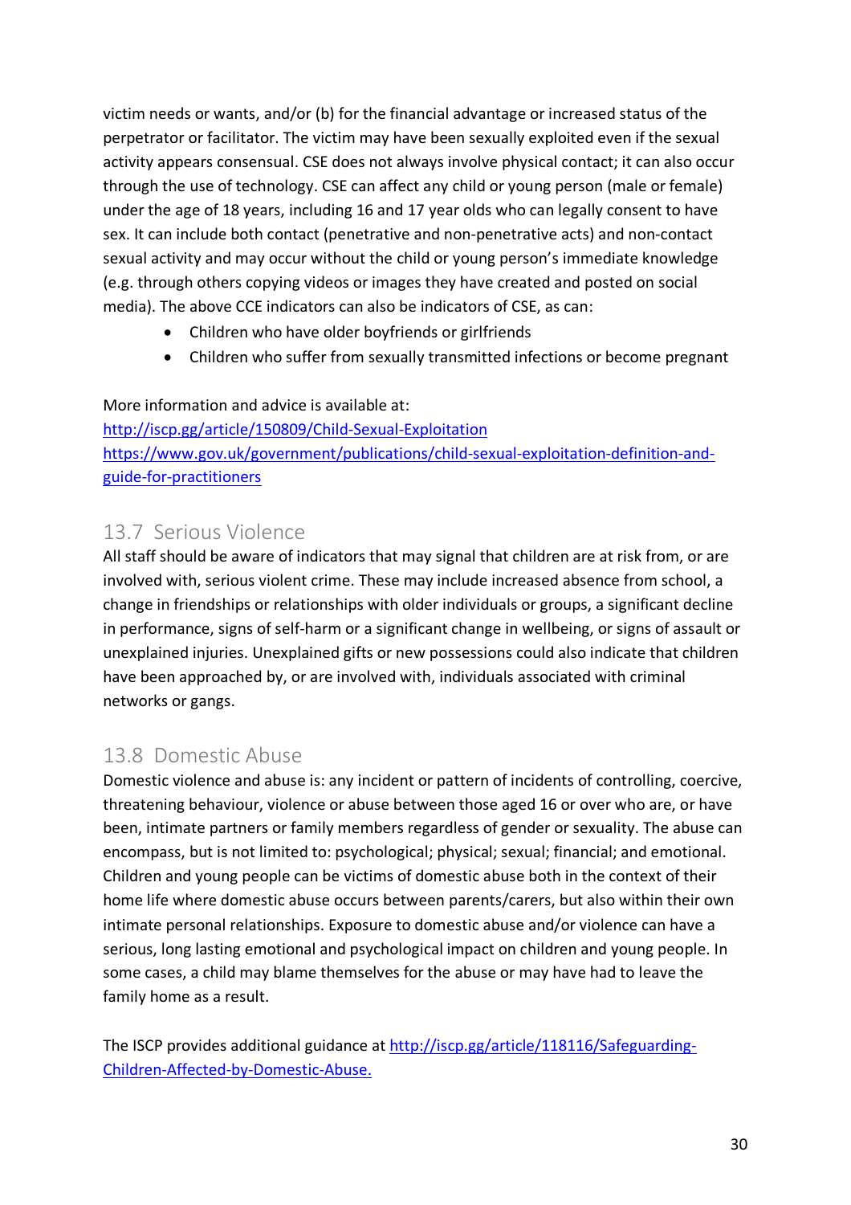victim needs or wants, and/or (b) for the financial advantage or increased status of the perpetrator or facilitator. The victim may have been sexually exploited even if the sexual activity appears consensual. CSE does not always involve physical contact; it can also occur through the use of technology. CSE can affect any child or young person (male or female) under the age of 18 years, including 16 and 17 year olds who can legally consent to have sex. It can include both contact (penetrative and non-penetrative acts) and non-contact sexual activity and may occur without the child or young person's immediate knowledge (e.g. through others copying videos or images they have created and posted on social media). The above CCE indicators can also be indicators of CSE, as can:

- Children who have older boyfriends or girlfriends
- Children who suffer from sexually transmitted infections or become pregnant

More information and advice is available at:
http://iscp.gg/article/150809/Child-Sexual-Exploitation
https://www.gov.uk/government/publications/child-sexual-exploitation-definition-and-guide-for-practitioners

## 13.7 Serious Violence

All staff should be aware of indicators that may signal that children are at risk from, or are involved with, serious violent crime. These may include increased absence from school, a change in friendships or relationships with older individuals or groups, a significant decline in performance, signs of self-harm or a significant change in wellbeing, or signs of assault or unexplained injuries. Unexplained gifts or new possessions could also indicate that children have been approached by, or are involved with, individuals associated with criminal networks or gangs.

## 13.8 Domestic Abuse

Domestic violence and abuse is: any incident or pattern of incidents of controlling, coercive, threatening behaviour, violence or abuse between those aged 16 or over who are, or have been, intimate partners or family members regardless of gender or sexuality. The abuse can encompass, but is not limited to: psychological; physical; sexual; financial; and emotional. Children and young people can be victims of domestic abuse both in the context of their home life where domestic abuse occurs between parents/carers, but also within their own intimate personal relationships. Exposure to domestic abuse and/or violence can have a serious, long lasting emotional and psychological impact on children and young people. In some cases, a child may blame themselves for the abuse or may have had to leave the family home as a result.

The ISCP provides additional guidance at http://iscp.gg/article/118116/Safeguarding-Children-Affected-by-Domestic-Abuse.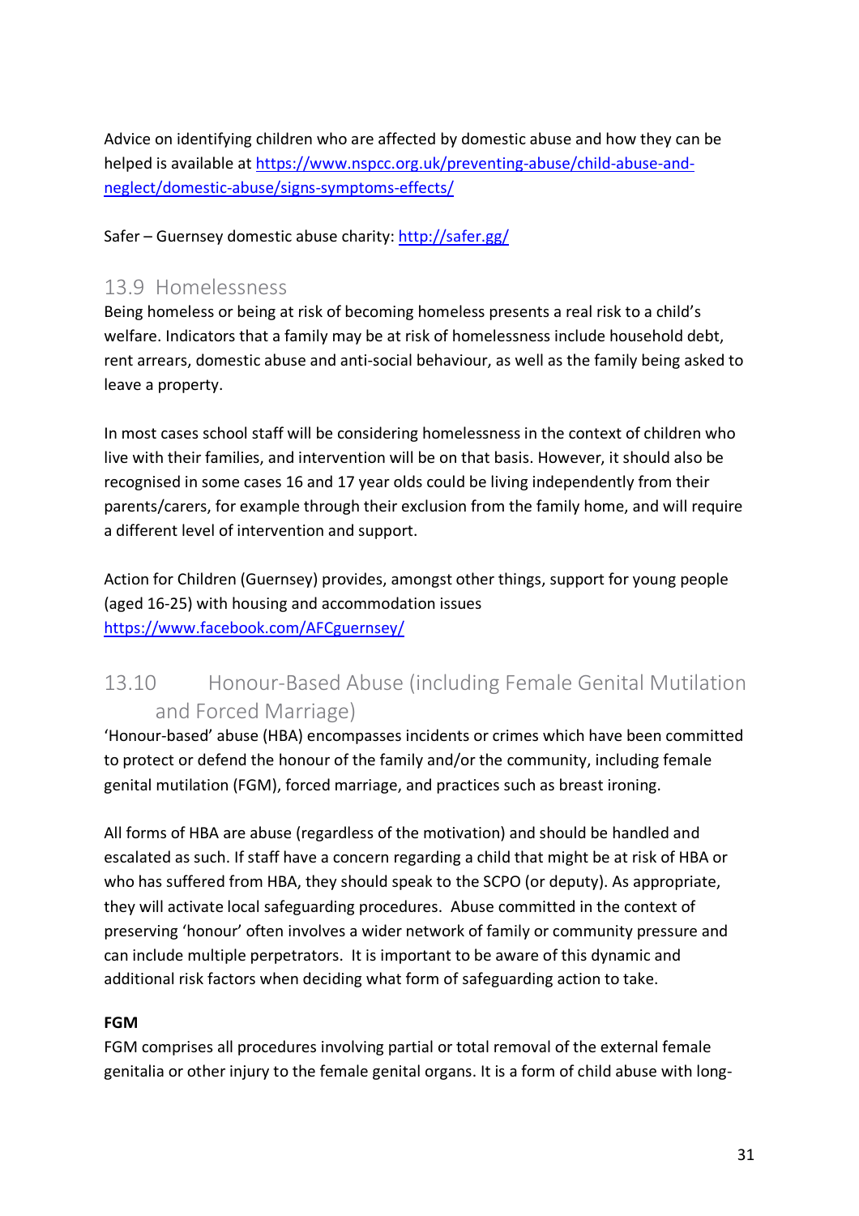Advice on identifying children who are affected by domestic abuse and how they can be helped is available at [https://www.nspcc.org.uk/preventing-abuse/child-abuse-and-neglect/domestic-abuse/signs-symptoms-effects/](https://www.nspcc.org.uk/preventing-abuse/child-abuse-and-neglect/domestic-abuse/signs-symptoms-effects/)

Safer – Guernsey domestic abuse charity: [http://safer.gg/](http://safer.gg/)

## 13.9 Homelessness

Being homeless or being at risk of becoming homeless presents a real risk to a child's welfare. Indicators that a family may be at risk of homelessness include household debt, rent arrears, domestic abuse and anti-social behaviour, as well as the family being asked to leave a property.

In most cases school staff will be considering homelessness in the context of children who live with their families, and intervention will be on that basis. However, it should also be recognised in some cases 16 and 17 year olds could be living independently from their parents/carers, for example through their exclusion from the family home, and will require a different level of intervention and support.

Action for Children (Guernsey) provides, amongst other things, support for young people (aged 16-25) with housing and accommodation issues [https://www.facebook.com/AFCguernsey/](https://www.facebook.com/AFCguernsey/)

## 13.10 Honour-Based Abuse (including Female Genital Mutilation and Forced Marriage)

'Honour-based' abuse (HBA) encompasses incidents or crimes which have been committed to protect or defend the honour of the family and/or the community, including female genital mutilation (FGM), forced marriage, and practices such as breast ironing.

All forms of HBA are abuse (regardless of the motivation) and should be handled and escalated as such. If staff have a concern regarding a child that might be at risk of HBA or who has suffered from HBA, they should speak to the SCPO (or deputy). As appropriate, they will activate local safeguarding procedures. Abuse committed in the context of preserving 'honour' often involves a wider network of family or community pressure and can include multiple perpetrators. It is important to be aware of this dynamic and additional risk factors when deciding what form of safeguarding action to take.

**FGM**

FGM comprises all procedures involving partial or total removal of the external female genitalia or other injury to the female genital organs. It is a form of child abuse with long-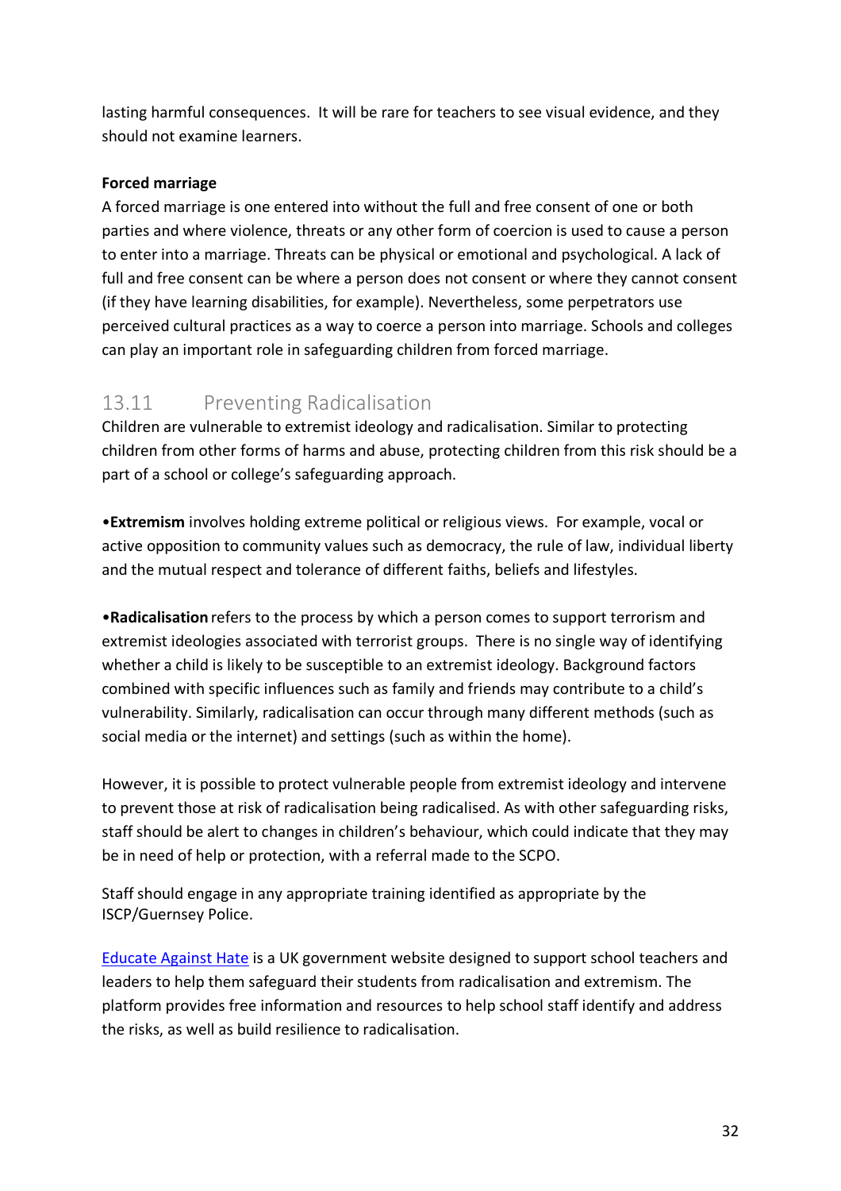lasting harmful consequences. It will be rare for teachers to see visual evidence, and they should not examine learners.

**Forced marriage**

A forced marriage is one entered into without the full and free consent of one or both parties and where violence, threats or any other form of coercion is used to cause a person to enter into a marriage. Threats can be physical or emotional and psychological. A lack of full and free consent can be where a person does not consent or where they cannot consent (if they have learning disabilities, for example). Nevertheless, some perpetrators use perceived cultural practices as a way to coerce a person into marriage. Schools and colleges can play an important role in safeguarding children from forced marriage.

## 13.11 Preventing Radicalisation

Children are vulnerable to extremist ideology and radicalisation. Similar to protecting children from other forms of harms and abuse, protecting children from this risk should be a part of a school or college's safeguarding approach.

•**Extremism** involves holding extreme political or religious views. For example, vocal or active opposition to community values such as democracy, the rule of law, individual liberty and the mutual respect and tolerance of different faiths, beliefs and lifestyles.

•**Radicalisation** refers to the process by which a person comes to support terrorism and extremist ideologies associated with terrorist groups. There is no single way of identifying whether a child is likely to be susceptible to an extremist ideology. Background factors combined with specific influences such as family and friends may contribute to a child's vulnerability. Similarly, radicalisation can occur through many different methods (such as social media or the internet) and settings (such as within the home).

However, it is possible to protect vulnerable people from extremist ideology and intervene to prevent those at risk of radicalisation being radicalised. As with other safeguarding risks, staff should be alert to changes in children's behaviour, which could indicate that they may be in need of help or protection, with a referral made to the SCPO.

Staff should engage in any appropriate training identified as appropriate by the ISCP/Guernsey Police.

Educate Against Hate is a UK government website designed to support school teachers and leaders to help them safeguard their students from radicalisation and extremism. The platform provides free information and resources to help school staff identify and address the risks, as well as build resilience to radicalisation.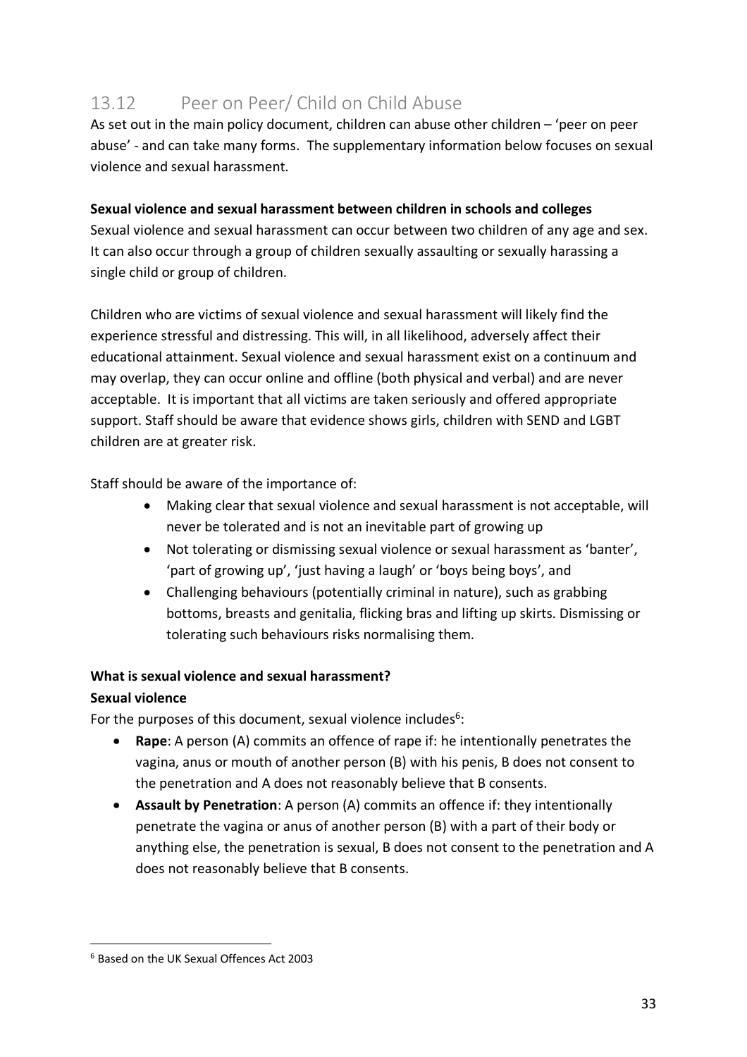## 13.12 Peer on Peer/ Child on Child Abuse

As set out in the main policy document, children can abuse other children – 'peer on peer abuse' - and can take many forms. The supplementary information below focuses on sexual violence and sexual harassment.

**Sexual violence and sexual harassment between children in schools and colleges**

Sexual violence and sexual harassment can occur between two children of any age and sex. It can also occur through a group of children sexually assaulting or sexually harassing a single child or group of children.

Children who are victims of sexual violence and sexual harassment will likely find the experience stressful and distressing. This will, in all likelihood, adversely affect their educational attainment. Sexual violence and sexual harassment exist on a continuum and may overlap, they can occur online and offline (both physical and verbal) and are never acceptable. It is important that all victims are taken seriously and offered appropriate support. Staff should be aware that evidence shows girls, children with SEND and LGBT children are at greater risk.

Staff should be aware of the importance of:

- Making clear that sexual violence and sexual harassment is not acceptable, will never be tolerated and is not an inevitable part of growing up
- Not tolerating or dismissing sexual violence or sexual harassment as 'banter', 'part of growing up', 'just having a laugh' or 'boys being boys', and
- Challenging behaviours (potentially criminal in nature), such as grabbing bottoms, breasts and genitalia, flicking bras and lifting up skirts. Dismissing or tolerating such behaviours risks normalising them.

**What is sexual violence and sexual harassment?**

**Sexual violence**

For the purposes of this document, sexual violence includes[6]:

- **Rape**: A person (A) commits an offence of rape if: he intentionally penetrates the vagina, anus or mouth of another person (B) with his penis, B does not consent to the penetration and A does not reasonably believe that B consents.
- **Assault by Penetration**: A person (A) commits an offence if: they intentionally penetrate the vagina or anus of another person (B) with a part of their body or anything else, the penetration is sexual, B does not consent to the penetration and A does not reasonably believe that B consents.

[6] Based on the UK Sexual Offences Act 2003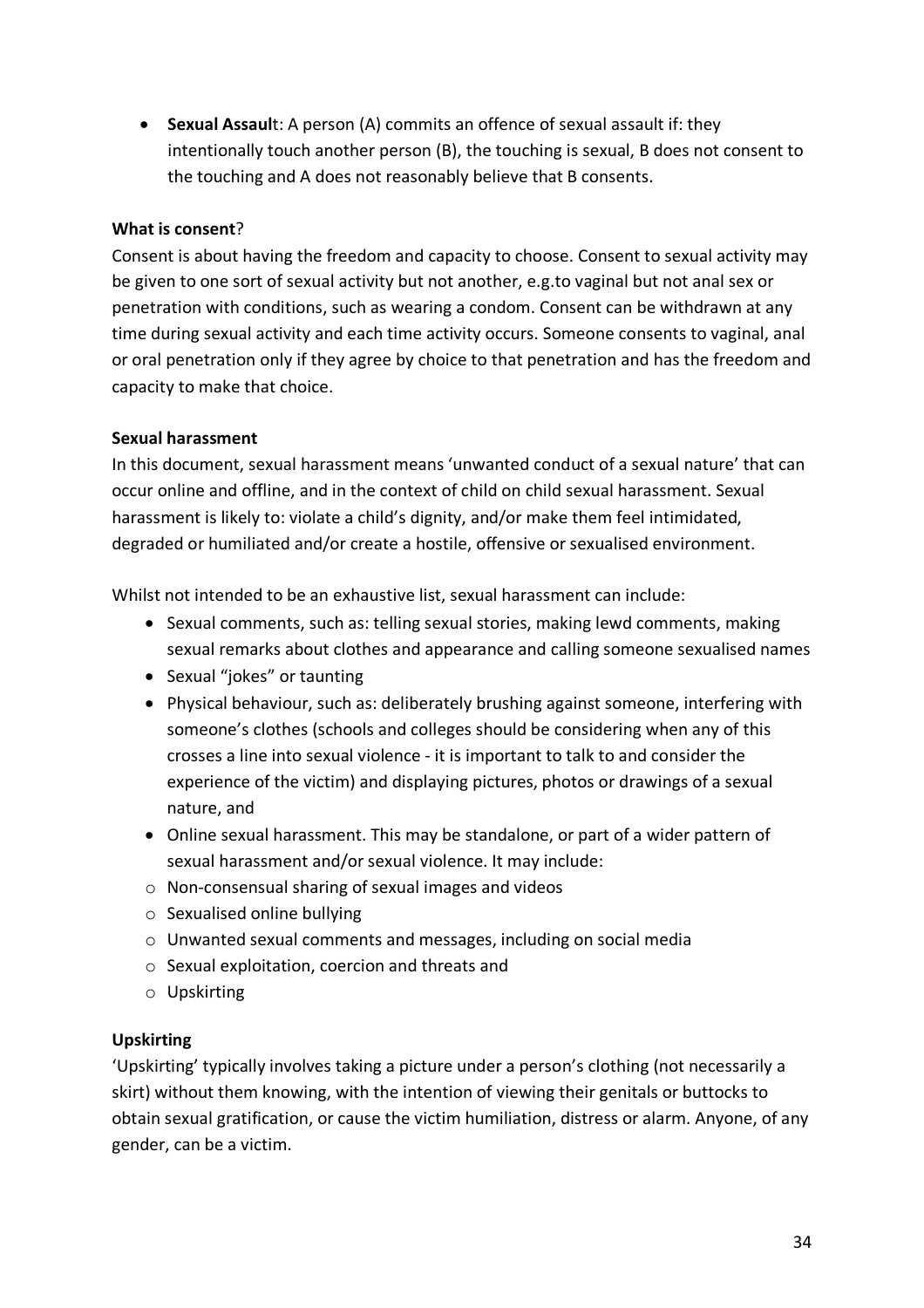- **Sexual Assault**: A person (A) commits an offence of sexual assault if: they intentionally touch another person (B), the touching is sexual, B does not consent to the touching and A does not reasonably believe that B consents.

**What is consent**?

Consent is about having the freedom and capacity to choose. Consent to sexual activity may be given to one sort of sexual activity but not another, e.g.to vaginal but not anal sex or penetration with conditions, such as wearing a condom. Consent can be withdrawn at any time during sexual activity and each time activity occurs. Someone consents to vaginal, anal or oral penetration only if they agree by choice to that penetration and has the freedom and capacity to make that choice.

**Sexual harassment**

In this document, sexual harassment means 'unwanted conduct of a sexual nature' that can occur online and offline, and in the context of child on child sexual harassment. Sexual harassment is likely to: violate a child's dignity, and/or make them feel intimidated, degraded or humiliated and/or create a hostile, offensive or sexualised environment.

Whilst not intended to be an exhaustive list, sexual harassment can include:

- Sexual comments, such as: telling sexual stories, making lewd comments, making sexual remarks about clothes and appearance and calling someone sexualised names
- Sexual "jokes" or taunting
- Physical behaviour, such as: deliberately brushing against someone, interfering with someone's clothes (schools and colleges should be considering when any of this crosses a line into sexual violence - it is important to talk to and consider the experience of the victim) and displaying pictures, photos or drawings of a sexual nature, and
- Online sexual harassment. This may be standalone, or part of a wider pattern of sexual harassment and/or sexual violence. It may include:
  - Non-consensual sharing of sexual images and videos
  - Sexualised online bullying
  - Unwanted sexual comments and messages, including on social media
  - Sexual exploitation, coercion and threats and
  - Upskirting

**Upskirting**

'Upskirting' typically involves taking a picture under a person's clothing (not necessarily a skirt) without them knowing, with the intention of viewing their genitals or buttocks to obtain sexual gratification, or cause the victim humiliation, distress or alarm. Anyone, of any gender, can be a victim.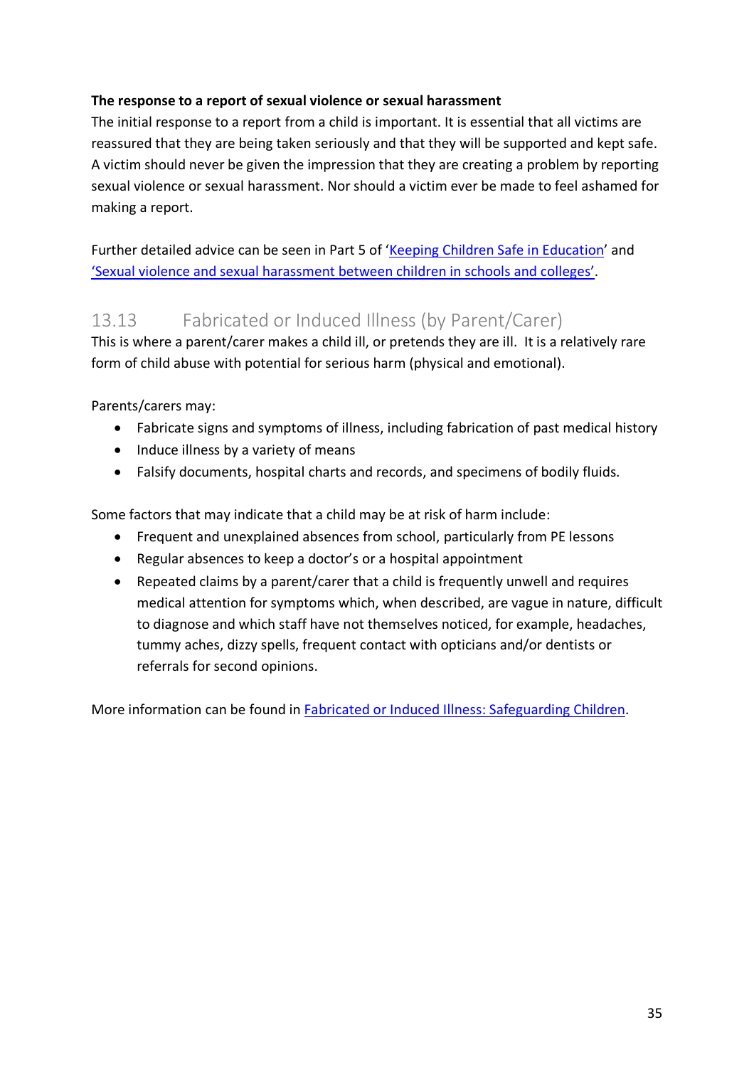**The response to a report of sexual violence or sexual harassment**

The initial response to a report from a child is important. It is essential that all victims are reassured that they are being taken seriously and that they will be supported and kept safe. A victim should never be given the impression that they are creating a problem by reporting sexual violence or sexual harassment. Nor should a victim ever be made to feel ashamed for making a report.

Further detailed advice can be seen in Part 5 of '[Keeping Children Safe in Education]()' and ['Sexual violence and sexual harassment between children in schools and colleges']().

## 13.13 Fabricated or Induced Illness (by Parent/Carer)

This is where a parent/carer makes a child ill, or pretends they are ill. It is a relatively rare form of child abuse with potential for serious harm (physical and emotional).

Parents/carers may:

- Fabricate signs and symptoms of illness, including fabrication of past medical history
- Induce illness by a variety of means
- Falsify documents, hospital charts and records, and specimens of bodily fluids.

Some factors that may indicate that a child may be at risk of harm include:

- Frequent and unexplained absences from school, particularly from PE lessons
- Regular absences to keep a doctor's or a hospital appointment
- Repeated claims by a parent/carer that a child is frequently unwell and requires medical attention for symptoms which, when described, are vague in nature, difficult to diagnose and which staff have not themselves noticed, for example, headaches, tummy aches, dizzy spells, frequent contact with opticians and/or dentists or referrals for second opinions.

More information can be found in [Fabricated or Induced Illness: Safeguarding Children]().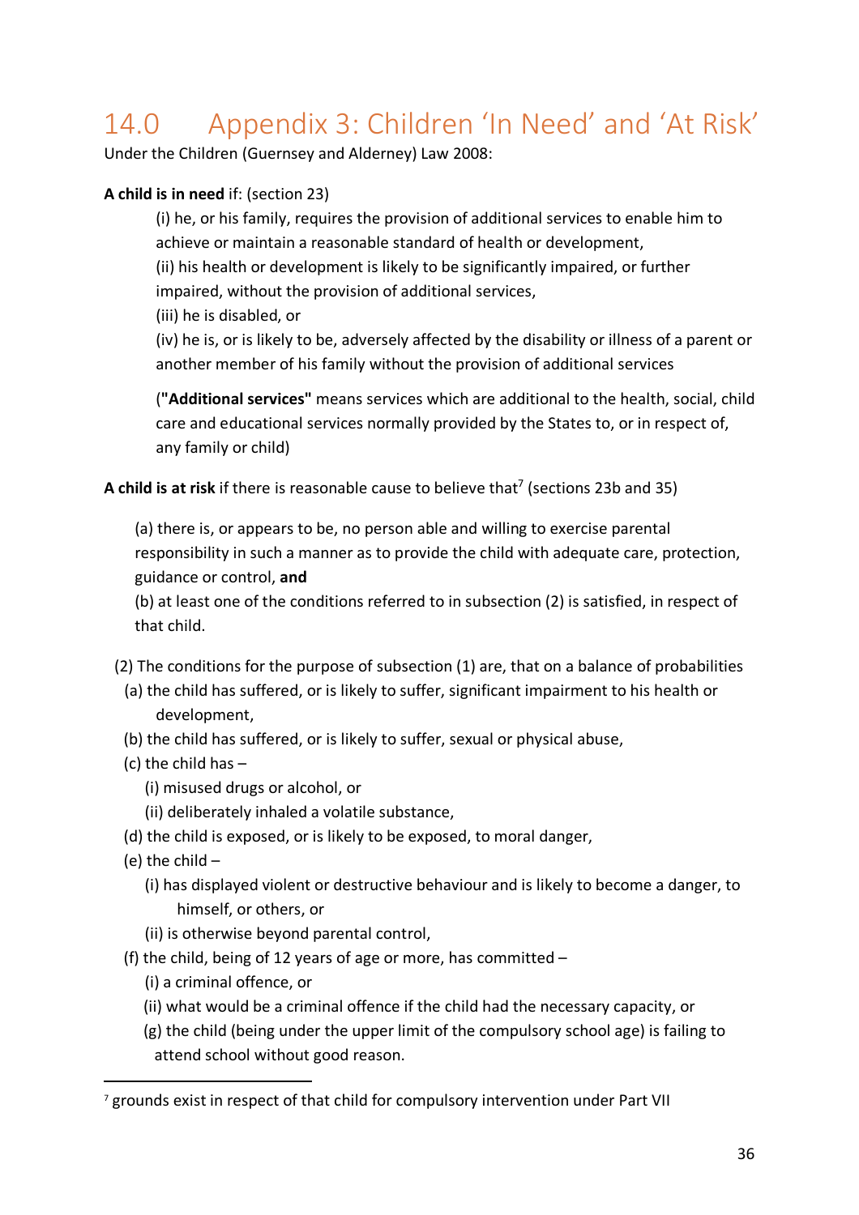# 14.0 Appendix 3: Children 'In Need' and 'At Risk'

Under the Children (Guernsey and Alderney) Law 2008:

**A child is in need** if: (section 23)

(i) he, or his family, requires the provision of additional services to enable him to achieve or maintain a reasonable standard of health or development,
(ii) his health or development is likely to be significantly impaired, or further impaired, without the provision of additional services,
(iii) he is disabled, or
(iv) he is, or is likely to be, adversely affected by the disability or illness of a parent or another member of his family without the provision of additional services

(**"Additional services"** means services which are additional to the health, social, child care and educational services normally provided by the States to, or in respect of, any family or child)

**A child is at risk** if there is reasonable cause to believe that[7] (sections 23b and 35)

(a) there is, or appears to be, no person able and willing to exercise parental responsibility in such a manner as to provide the child with adequate care, protection, guidance or control, **and**
(b) at least one of the conditions referred to in subsection (2) is satisfied, in respect of that child.

(2) The conditions for the purpose of subsection (1) are, that on a balance of probabilities

- (a) the child has suffered, or is likely to suffer, significant impairment to his health or development,
- (b) the child has suffered, or is likely to suffer, sexual or physical abuse,
- (c) the child has –
  - (i) misused drugs or alcohol, or
  - (ii) deliberately inhaled a volatile substance,
- (d) the child is exposed, or is likely to be exposed, to moral danger,
- (e) the child –
  - (i) has displayed violent or destructive behaviour and is likely to become a danger, to himself, or others, or
  - (ii) is otherwise beyond parental control,
- (f) the child, being of 12 years of age or more, has committed –
  - (i) a criminal offence, or
  - (ii) what would be a criminal offence if the child had the necessary capacity, or
  - (g) the child (being under the upper limit of the compulsory school age) is failing to attend school without good reason.

---

[7] grounds exist in respect of that child for compulsory intervention under Part VII